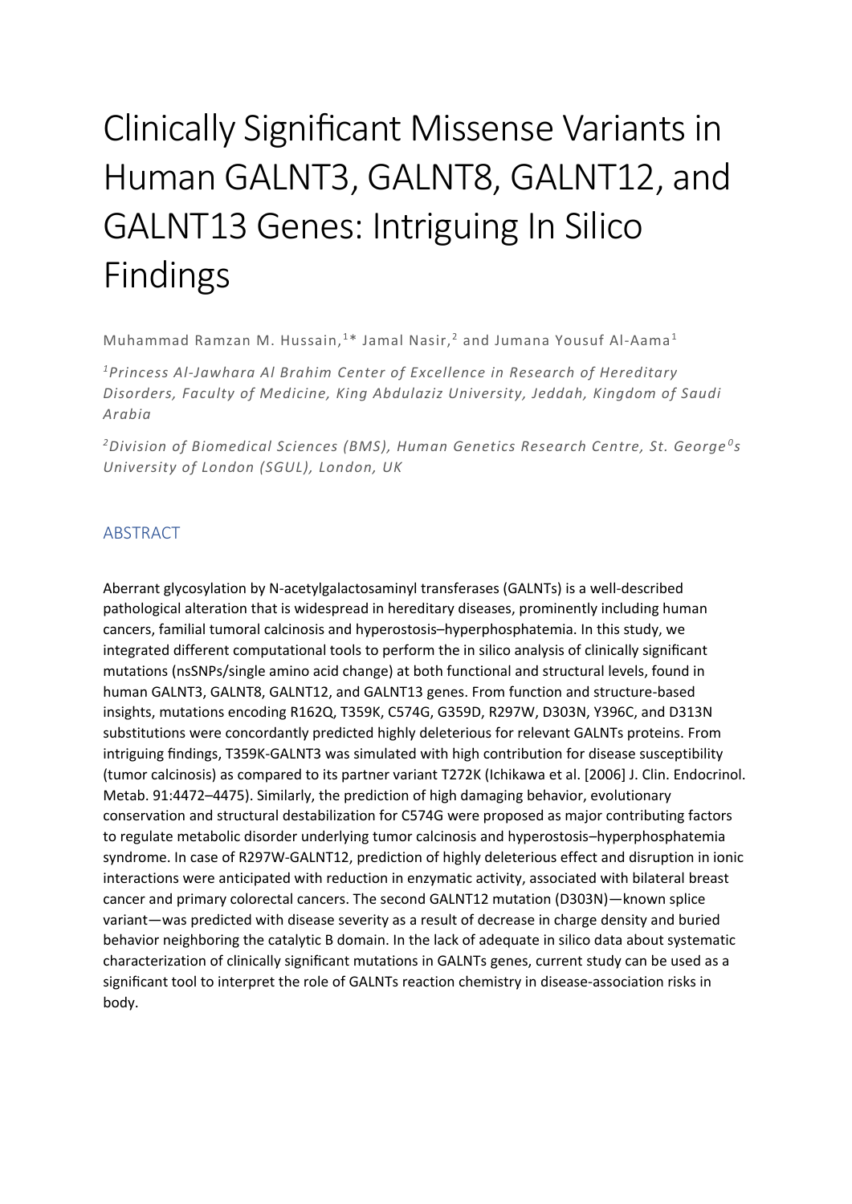# Clinically Significant Missense Variants in Human GALNT3, GALNT8, GALNT12, and GALNT13 Genes: Intriguing In Silico Findings

Muhammad Ramzan M. Hussain,[1]* Jamal Nasir,[2] and Jumana Yousuf Al-Aama[1]

*[1]Princess Al-Jawhara Al Brahim Center of Excellence in Research of Hereditary Disorders, Faculty of Medicine, King Abdulaziz University, Jeddah, Kingdom of Saudi Arabia*

*[2]Division of Biomedical Sciences (BMS), Human Genetics Research Centre, St. George[0]s University of London (SGUL), London, UK*

## ABSTRACT

Aberrant glycosylation by N-acetylgalactosaminyl transferases (GALNTs) is a well-described pathological alteration that is widespread in hereditary diseases, prominently including human cancers, familial tumoral calcinosis and hyperostosis–hyperphosphatemia. In this study, we integrated different computational tools to perform the in silico analysis of clinically significant mutations (nsSNPs/single amino acid change) at both functional and structural levels, found in human GALNT3, GALNT8, GALNT12, and GALNT13 genes. From function and structure-based insights, mutations encoding R162Q, T359K, C574G, G359D, R297W, D303N, Y396C, and D313N substitutions were concordantly predicted highly deleterious for relevant GALNTs proteins. From intriguing findings, T359K-GALNT3 was simulated with high contribution for disease susceptibility (tumor calcinosis) as compared to its partner variant T272K (Ichikawa et al. [2006] J. Clin. Endocrinol. Metab. 91:4472–4475). Similarly, the prediction of high damaging behavior, evolutionary conservation and structural destabilization for C574G were proposed as major contributing factors to regulate metabolic disorder underlying tumor calcinosis and hyperostosis–hyperphosphatemia syndrome. In case of R297W-GALNT12, prediction of highly deleterious effect and disruption in ionic interactions were anticipated with reduction in enzymatic activity, associated with bilateral breast cancer and primary colorectal cancers. The second GALNT12 mutation (D303N)—known splice variant—was predicted with disease severity as a result of decrease in charge density and buried behavior neighboring the catalytic B domain. In the lack of adequate in silico data about systematic characterization of clinically significant mutations in GALNTs genes, current study can be used as a significant tool to interpret the role of GALNTs reaction chemistry in disease-association risks in body.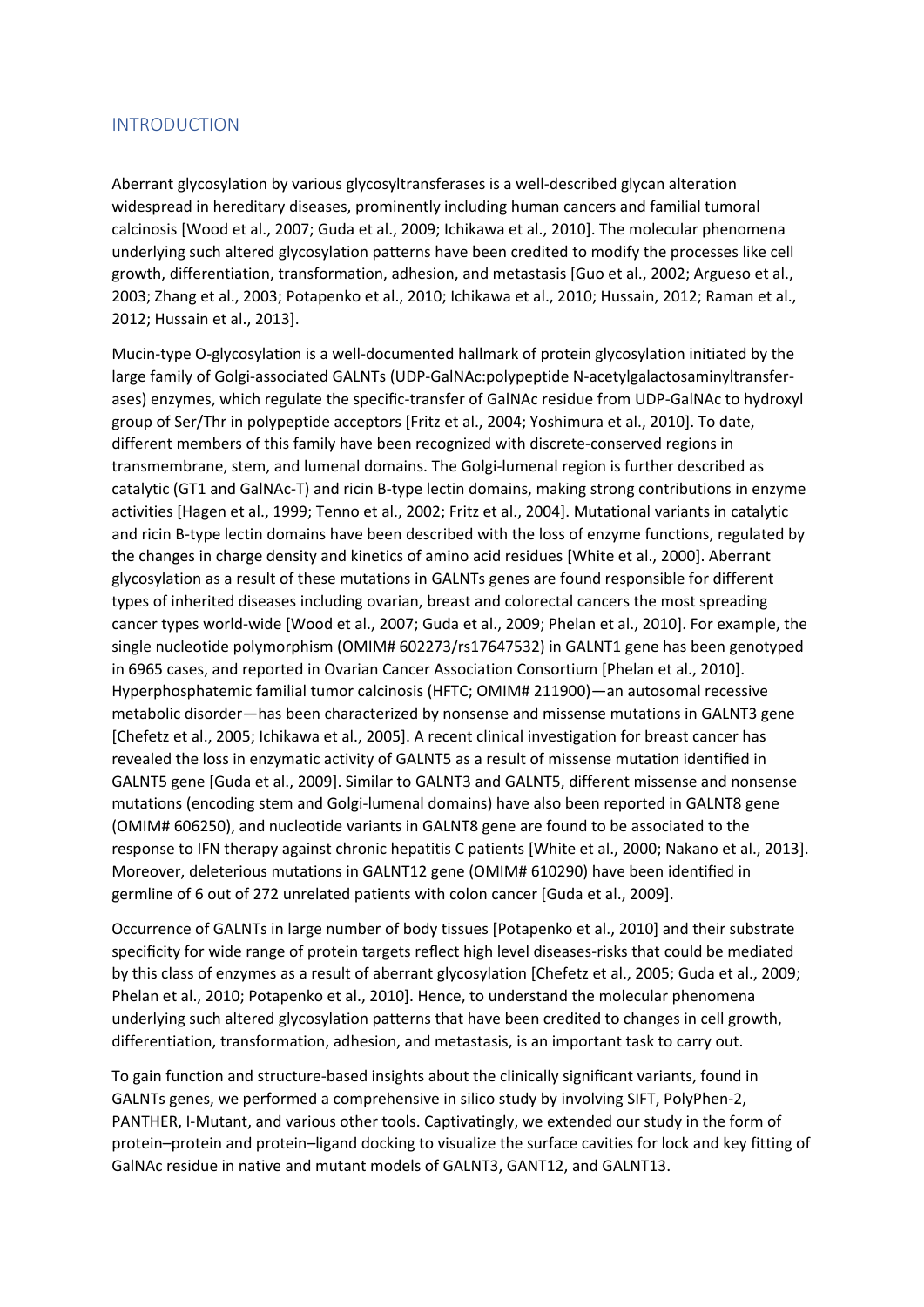## INTRODUCTION

Aberrant glycosylation by various glycosyltransferases is a well-described glycan alteration widespread in hereditary diseases, prominently including human cancers and familial tumoral calcinosis [Wood et al., 2007; Guda et al., 2009; Ichikawa et al., 2010]. The molecular phenomena underlying such altered glycosylation patterns have been credited to modify the processes like cell growth, differentiation, transformation, adhesion, and metastasis [Guo et al., 2002; Argueso et al., 2003; Zhang et al., 2003; Potapenko et al., 2010; Ichikawa et al., 2010; Hussain, 2012; Raman et al., 2012; Hussain et al., 2013].

Mucin-type O-glycosylation is a well-documented hallmark of protein glycosylation initiated by the large family of Golgi-associated GALNTs (UDP-GalNAc:polypeptide N-acetylgalactosaminyltransferases) enzymes, which regulate the specific-transfer of GalNAc residue from UDP-GalNAc to hydroxyl group of Ser/Thr in polypeptide acceptors [Fritz et al., 2004; Yoshimura et al., 2010]. To date, different members of this family have been recognized with discrete-conserved regions in transmembrane, stem, and lumenal domains. The Golgi-lumenal region is further described as catalytic (GT1 and GalNAc-T) and ricin B-type lectin domains, making strong contributions in enzyme activities [Hagen et al., 1999; Tenno et al., 2002; Fritz et al., 2004]. Mutational variants in catalytic and ricin B-type lectin domains have been described with the loss of enzyme functions, regulated by the changes in charge density and kinetics of amino acid residues [White et al., 2000]. Aberrant glycosylation as a result of these mutations in GALNTs genes are found responsible for different types of inherited diseases including ovarian, breast and colorectal cancers the most spreading cancer types world-wide [Wood et al., 2007; Guda et al., 2009; Phelan et al., 2010]. For example, the single nucleotide polymorphism (OMIM# 602273/rs17647532) in GALNT1 gene has been genotyped in 6965 cases, and reported in Ovarian Cancer Association Consortium [Phelan et al., 2010]. Hyperphosphatemic familial tumor calcinosis (HFTC; OMIM# 211900)—an autosomal recessive metabolic disorder—has been characterized by nonsense and missense mutations in GALNT3 gene [Chefetz et al., 2005; Ichikawa et al., 2005]. A recent clinical investigation for breast cancer has revealed the loss in enzymatic activity of GALNT5 as a result of missense mutation identified in GALNT5 gene [Guda et al., 2009]. Similar to GALNT3 and GALNT5, different missense and nonsense mutations (encoding stem and Golgi-lumenal domains) have also been reported in GALNT8 gene (OMIM# 606250), and nucleotide variants in GALNT8 gene are found to be associated to the response to IFN therapy against chronic hepatitis C patients [White et al., 2000; Nakano et al., 2013]. Moreover, deleterious mutations in GALNT12 gene (OMIM# 610290) have been identified in germline of 6 out of 272 unrelated patients with colon cancer [Guda et al., 2009].

Occurrence of GALNTs in large number of body tissues [Potapenko et al., 2010] and their substrate specificity for wide range of protein targets reflect high level diseases-risks that could be mediated by this class of enzymes as a result of aberrant glycosylation [Chefetz et al., 2005; Guda et al., 2009; Phelan et al., 2010; Potapenko et al., 2010]. Hence, to understand the molecular phenomena underlying such altered glycosylation patterns that have been credited to changes in cell growth, differentiation, transformation, adhesion, and metastasis, is an important task to carry out.

To gain function and structure-based insights about the clinically significant variants, found in GALNTs genes, we performed a comprehensive in silico study by involving SIFT, PolyPhen-2, PANTHER, I-Mutant, and various other tools. Captivatingly, we extended our study in the form of protein–protein and protein–ligand docking to visualize the surface cavities for lock and key fitting of GalNAc residue in native and mutant models of GALNT3, GANT12, and GALNT13.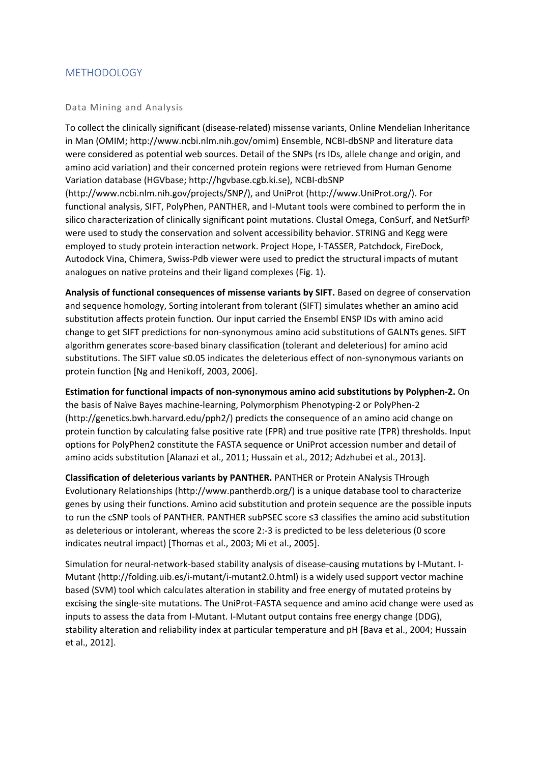## METHODOLOGY

### Data Mining and Analysis

To collect the clinically significant (disease-related) missense variants, Online Mendelian Inheritance in Man (OMIM; http://www.ncbi.nlm.nih.gov/omim) Ensemble, NCBI-dbSNP and literature data were considered as potential web sources. Detail of the SNPs (rs IDs, allele change and origin, and amino acid variation) and their concerned protein regions were retrieved from Human Genome Variation database (HGVbase; http://hgvbase.cgb.ki.se), NCBI-dbSNP (http://www.ncbi.nlm.nih.gov/projects/SNP/), and UniProt (http://www.UniProt.org/). For functional analysis, SIFT, PolyPhen, PANTHER, and I-Mutant tools were combined to perform the in silico characterization of clinically significant point mutations. Clustal Omega, ConSurf, and NetSurfP were used to study the conservation and solvent accessibility behavior. STRING and Kegg were employed to study protein interaction network. Project Hope, I-TASSER, Patchdock, FireDock, Autodock Vina, Chimera, Swiss-Pdb viewer were used to predict the structural impacts of mutant analogues on native proteins and their ligand complexes (Fig. 1).

**Analysis of functional consequences of missense variants by SIFT.** Based on degree of conservation and sequence homology, Sorting intolerant from tolerant (SIFT) simulates whether an amino acid substitution affects protein function. Our input carried the Ensembl ENSP IDs with amino acid change to get SIFT predictions for non-synonymous amino acid substitutions of GALNTs genes. SIFT algorithm generates score-based binary classification (tolerant and deleterious) for amino acid substitutions. The SIFT value ≤0.05 indicates the deleterious effect of non-synonymous variants on protein function [Ng and Henikoff, 2003, 2006].

**Estimation for functional impacts of non-synonymous amino acid substitutions by Polyphen-2.** On the basis of Naïve Bayes machine-learning, Polymorphism Phenotyping-2 or PolyPhen-2 (http://genetics.bwh.harvard.edu/pph2/) predicts the consequence of an amino acid change on protein function by calculating false positive rate (FPR) and true positive rate (TPR) thresholds. Input options for PolyPhen2 constitute the FASTA sequence or UniProt accession number and detail of amino acids substitution [Alanazi et al., 2011; Hussain et al., 2012; Adzhubei et al., 2013].

**Classification of deleterious variants by PANTHER.** PANTHER or Protein ANalysis THrough Evolutionary Relationships (http://www.pantherdb.org/) is a unique database tool to characterize genes by using their functions. Amino acid substitution and protein sequence are the possible inputs to run the cSNP tools of PANTHER. PANTHER subPSEC score ≤3 classifies the amino acid substitution as deleterious or intolerant, whereas the score 2:-3 is predicted to be less deleterious (0 score indicates neutral impact) [Thomas et al., 2003; Mi et al., 2005].

Simulation for neural-network-based stability analysis of disease-causing mutations by I-Mutant. I-Mutant (http://folding.uib.es/i-mutant/i-mutant2.0.html) is a widely used support vector machine based (SVM) tool which calculates alteration in stability and free energy of mutated proteins by excising the single-site mutations. The UniProt-FASTA sequence and amino acid change were used as inputs to assess the data from I-Mutant. I-Mutant output contains free energy change (DDG), stability alteration and reliability index at particular temperature and pH [Bava et al., 2004; Hussain et al., 2012].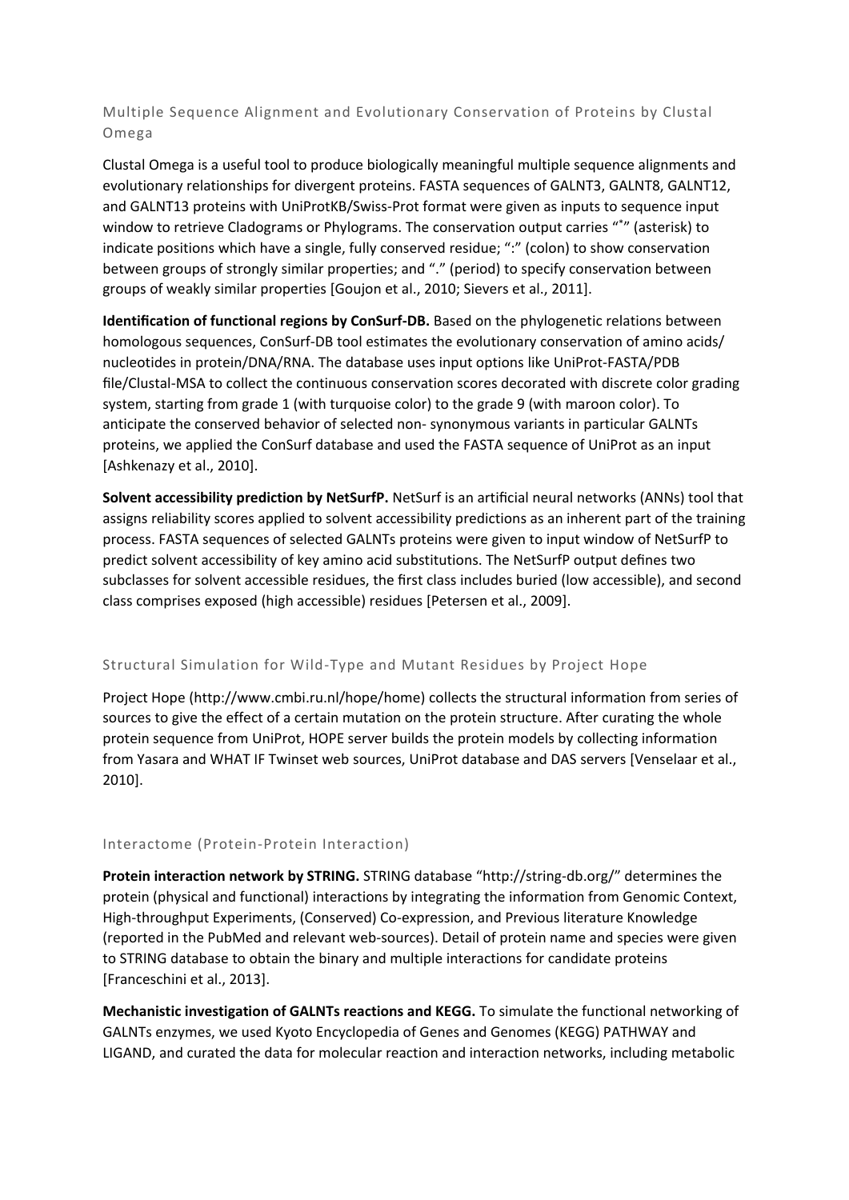## Multiple Sequence Alignment and Evolutionary Conservation of Proteins by Clustal Omega

Clustal Omega is a useful tool to produce biologically meaningful multiple sequence alignments and evolutionary relationships for divergent proteins. FASTA sequences of GALNT3, GALNT8, GALNT12, and GALNT13 proteins with UniProtKB/Swiss-Prot format were given as inputs to sequence input window to retrieve Cladograms or Phylograms. The conservation output carries "*" (asterisk) to indicate positions which have a single, fully conserved residue; ":" (colon) to show conservation between groups of strongly similar properties; and "." (period) to specify conservation between groups of weakly similar properties [Goujon et al., 2010; Sievers et al., 2011].

**Identification of functional regions by ConSurf-DB.** Based on the phylogenetic relations between homologous sequences, ConSurf-DB tool estimates the evolutionary conservation of amino acids/ nucleotides in protein/DNA/RNA. The database uses input options like UniProt-FASTA/PDB file/Clustal-MSA to collect the continuous conservation scores decorated with discrete color grading system, starting from grade 1 (with turquoise color) to the grade 9 (with maroon color). To anticipate the conserved behavior of selected non- synonymous variants in particular GALNTs proteins, we applied the ConSurf database and used the FASTA sequence of UniProt as an input [Ashkenazy et al., 2010].

**Solvent accessibility prediction by NetSurfP.** NetSurf is an artificial neural networks (ANNs) tool that assigns reliability scores applied to solvent accessibility predictions as an inherent part of the training process. FASTA sequences of selected GALNTs proteins were given to input window of NetSurfP to predict solvent accessibility of key amino acid substitutions. The NetSurfP output defines two subclasses for solvent accessible residues, the first class includes buried (low accessible), and second class comprises exposed (high accessible) residues [Petersen et al., 2009].

## Structural Simulation for Wild-Type and Mutant Residues by Project Hope

Project Hope (http://www.cmbi.ru.nl/hope/home) collects the structural information from series of sources to give the effect of a certain mutation on the protein structure. After curating the whole protein sequence from UniProt, HOPE server builds the protein models by collecting information from Yasara and WHAT IF Twinset web sources, UniProt database and DAS servers [Venselaar et al., 2010].

## Interactome (Protein-Protein Interaction)

**Protein interaction network by STRING.** STRING database "http://string-db.org/" determines the protein (physical and functional) interactions by integrating the information from Genomic Context, High-throughput Experiments, (Conserved) Co-expression, and Previous literature Knowledge (reported in the PubMed and relevant web-sources). Detail of protein name and species were given to STRING database to obtain the binary and multiple interactions for candidate proteins [Franceschini et al., 2013].

**Mechanistic investigation of GALNTs reactions and KEGG.** To simulate the functional networking of GALNTs enzymes, we used Kyoto Encyclopedia of Genes and Genomes (KEGG) PATHWAY and LIGAND, and curated the data for molecular reaction and interaction networks, including metabolic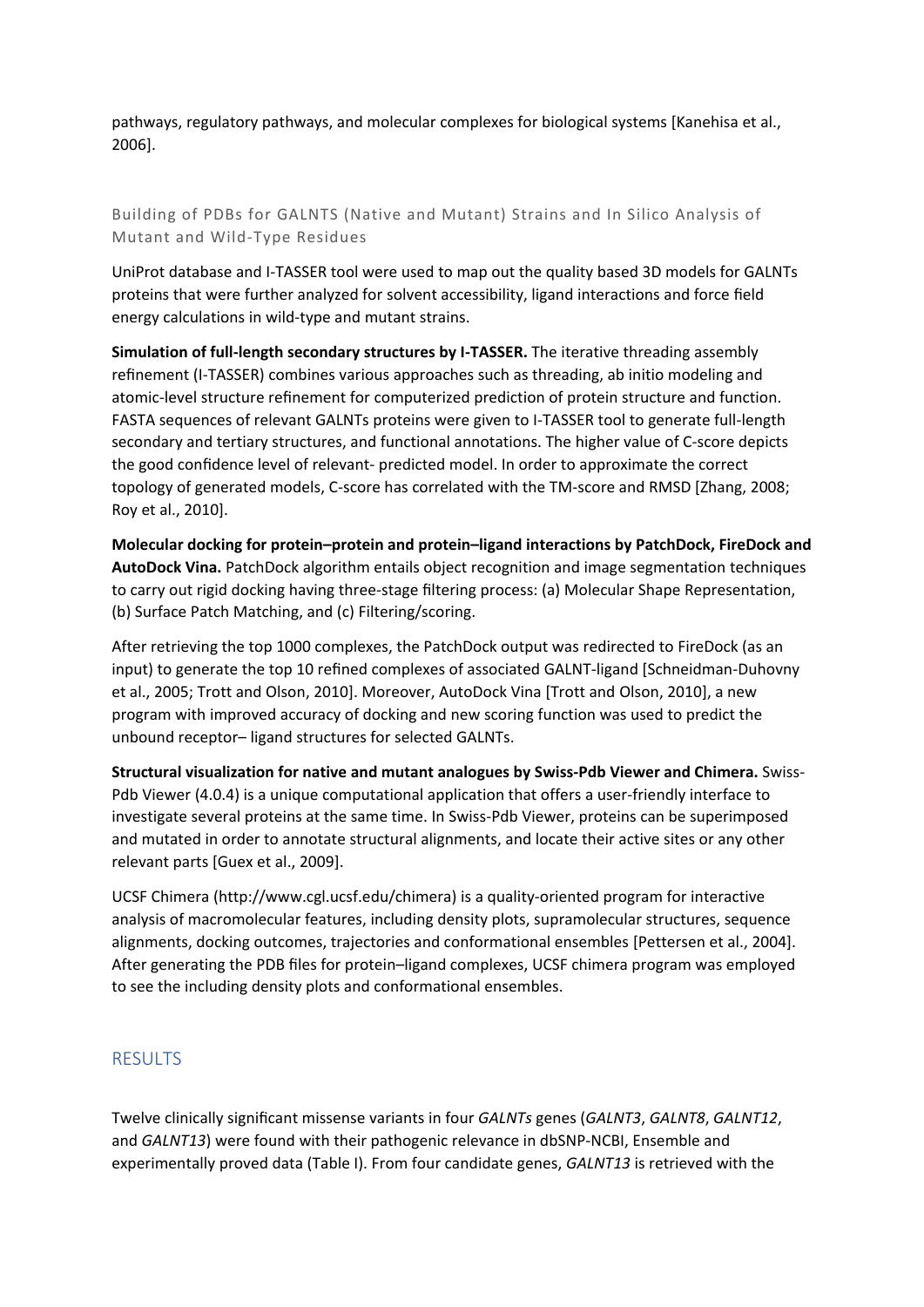pathways, regulatory pathways, and molecular complexes for biological systems [Kanehisa et al., 2006].

### Building of PDBs for GALNTS (Native and Mutant) Strains and In Silico Analysis of Mutant and Wild-Type Residues

UniProt database and I-TASSER tool were used to map out the quality based 3D models for GALNTs proteins that were further analyzed for solvent accessibility, ligand interactions and force field energy calculations in wild-type and mutant strains.

**Simulation of full-length secondary structures by I-TASSER.** The iterative threading assembly refinement (I-TASSER) combines various approaches such as threading, ab initio modeling and atomic-level structure refinement for computerized prediction of protein structure and function. FASTA sequences of relevant GALNTs proteins were given to I-TASSER tool to generate full-length secondary and tertiary structures, and functional annotations. The higher value of C-score depicts the good confidence level of relevant- predicted model. In order to approximate the correct topology of generated models, C-score has correlated with the TM-score and RMSD [Zhang, 2008; Roy et al., 2010].

**Molecular docking for protein–protein and protein–ligand interactions by PatchDock, FireDock and AutoDock Vina.** PatchDock algorithm entails object recognition and image segmentation techniques to carry out rigid docking having three-stage filtering process: (a) Molecular Shape Representation, (b) Surface Patch Matching, and (c) Filtering/scoring.

After retrieving the top 1000 complexes, the PatchDock output was redirected to FireDock (as an input) to generate the top 10 refined complexes of associated GALNT-ligand [Schneidman-Duhovny et al., 2005; Trott and Olson, 2010]. Moreover, AutoDock Vina [Trott and Olson, 2010], a new program with improved accuracy of docking and new scoring function was used to predict the unbound receptor– ligand structures for selected GALNTs.

**Structural visualization for native and mutant analogues by Swiss-Pdb Viewer and Chimera.** Swiss-Pdb Viewer (4.0.4) is a unique computational application that offers a user-friendly interface to investigate several proteins at the same time. In Swiss-Pdb Viewer, proteins can be superimposed and mutated in order to annotate structural alignments, and locate their active sites or any other relevant parts [Guex et al., 2009].

UCSF Chimera (http://www.cgl.ucsf.edu/chimera) is a quality-oriented program for interactive analysis of macromolecular features, including density plots, supramolecular structures, sequence alignments, docking outcomes, trajectories and conformational ensembles [Pettersen et al., 2004]. After generating the PDB files for protein–ligand complexes, UCSF chimera program was employed to see the including density plots and conformational ensembles.

## RESULTS

Twelve clinically significant missense variants in four *GALNTs* genes (*GALNT3*, *GALNT8*, *GALNT12*, and *GALNT13*) were found with their pathogenic relevance in dbSNP-NCBI, Ensemble and experimentally proved data (Table I). From four candidate genes, *GALNT13* is retrieved with the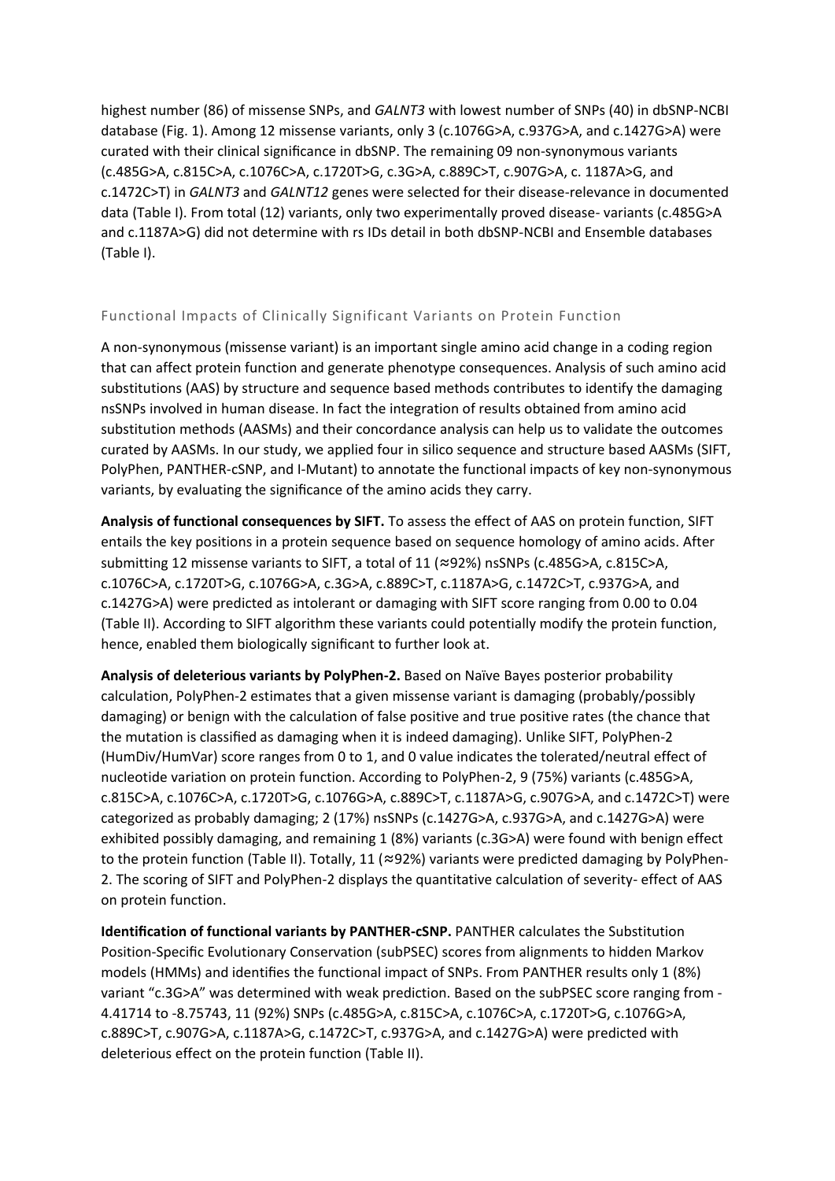highest number (86) of missense SNPs, and *GALNT3* with lowest number of SNPs (40) in dbSNP-NCBI database (Fig. 1). Among 12 missense variants, only 3 (c.1076G>A, c.937G>A, and c.1427G>A) were curated with their clinical significance in dbSNP. The remaining 09 non-synonymous variants (c.485G>A, c.815C>A, c.1076C>A, c.1720T>G, c.3G>A, c.889C>T, c.907G>A, c. 1187A>G, and c.1472C>T) in *GALNT3* and *GALNT12* genes were selected for their disease-relevance in documented data (Table I). From total (12) variants, only two experimentally proved disease- variants (c.485G>A and c.1187A>G) did not determine with rs IDs detail in both dbSNP-NCBI and Ensemble databases (Table I).

## Functional Impacts of Clinically Significant Variants on Protein Function

A non-synonymous (missense variant) is an important single amino acid change in a coding region that can affect protein function and generate phenotype consequences. Analysis of such amino acid substitutions (AAS) by structure and sequence based methods contributes to identify the damaging nsSNPs involved in human disease. In fact the integration of results obtained from amino acid substitution methods (AASMs) and their concordance analysis can help us to validate the outcomes curated by AASMs. In our study, we applied four in silico sequence and structure based AASMs (SIFT, PolyPhen, PANTHER-cSNP, and I-Mutant) to annotate the functional impacts of key non-synonymous variants, by evaluating the significance of the amino acids they carry.

**Analysis of functional consequences by SIFT.** To assess the effect of AAS on protein function, SIFT entails the key positions in a protein sequence based on sequence homology of amino acids. After submitting 12 missense variants to SIFT, a total of 11 (≈92%) nsSNPs (c.485G>A, c.815C>A, c.1076C>A, c.1720T>G, c.1076G>A, c.3G>A, c.889C>T, c.1187A>G, c.1472C>T, c.937G>A, and c.1427G>A) were predicted as intolerant or damaging with SIFT score ranging from 0.00 to 0.04 (Table II). According to SIFT algorithm these variants could potentially modify the protein function, hence, enabled them biologically significant to further look at.

**Analysis of deleterious variants by PolyPhen-2.** Based on Naïve Bayes posterior probability calculation, PolyPhen-2 estimates that a given missense variant is damaging (probably/possibly damaging) or benign with the calculation of false positive and true positive rates (the chance that the mutation is classified as damaging when it is indeed damaging). Unlike SIFT, PolyPhen-2 (HumDiv/HumVar) score ranges from 0 to 1, and 0 value indicates the tolerated/neutral effect of nucleotide variation on protein function. According to PolyPhen-2, 9 (75%) variants (c.485G>A, c.815C>A, c.1076C>A, c.1720T>G, c.1076G>A, c.889C>T, c.1187A>G, c.907G>A, and c.1472C>T) were categorized as probably damaging; 2 (17%) nsSNPs (c.1427G>A, c.937G>A, and c.1427G>A) were exhibited possibly damaging, and remaining 1 (8%) variants (c.3G>A) were found with benign effect to the protein function (Table II). Totally, 11 (≈92%) variants were predicted damaging by PolyPhen-2. The scoring of SIFT and PolyPhen-2 displays the quantitative calculation of severity- effect of AAS on protein function.

**Identification of functional variants by PANTHER-cSNP.** PANTHER calculates the Substitution Position-Specific Evolutionary Conservation (subPSEC) scores from alignments to hidden Markov models (HMMs) and identifies the functional impact of SNPs. From PANTHER results only 1 (8%) variant "c.3G>A" was determined with weak prediction. Based on the subPSEC score ranging from -4.41714 to -8.75743, 11 (92%) SNPs (c.485G>A, c.815C>A, c.1076C>A, c.1720T>G, c.1076G>A, c.889C>T, c.907G>A, c.1187A>G, c.1472C>T, c.937G>A, and c.1427G>A) were predicted with deleterious effect on the protein function (Table II).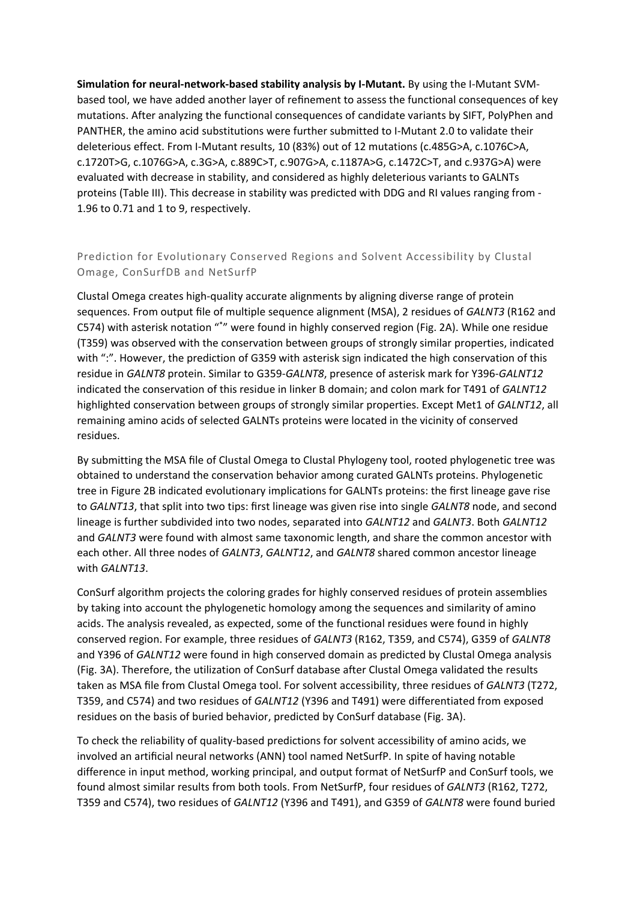**Simulation for neural-network-based stability analysis by I-Mutant.** By using the I-Mutant SVM-based tool, we have added another layer of refinement to assess the functional consequences of key mutations. After analyzing the functional consequences of candidate variants by SIFT, PolyPhen and PANTHER, the amino acid substitutions were further submitted to I-Mutant 2.0 to validate their deleterious effect. From I-Mutant results, 10 (83%) out of 12 mutations (c.485G>A, c.1076C>A, c.1720T>G, c.1076G>A, c.3G>A, c.889C>T, c.907G>A, c.1187A>G, c.1472C>T, and c.937G>A) were evaluated with decrease in stability, and considered as highly deleterious variants to GALNTs proteins (Table III). This decrease in stability was predicted with DDG and RI values ranging from -1.96 to 0.71 and 1 to 9, respectively.

## Prediction for Evolutionary Conserved Regions and Solvent Accessibility by Clustal Omage, ConSurfDB and NetSurfP

Clustal Omega creates high-quality accurate alignments by aligning diverse range of protein sequences. From output file of multiple sequence alignment (MSA), 2 residues of *GALNT3* (R162 and C574) with asterisk notation "*" were found in highly conserved region (Fig. 2A). While one residue (T359) was observed with the conservation between groups of strongly similar properties, indicated with ":". However, the prediction of G359 with asterisk sign indicated the high conservation of this residue in *GALNT8* protein. Similar to G359-*GALNT8*, presence of asterisk mark for Y396-*GALNT12* indicated the conservation of this residue in linker B domain; and colon mark for T491 of *GALNT12* highlighted conservation between groups of strongly similar properties. Except Met1 of *GALNT12*, all remaining amino acids of selected GALNTs proteins were located in the vicinity of conserved residues.

By submitting the MSA file of Clustal Omega to Clustal Phylogeny tool, rooted phylogenetic tree was obtained to understand the conservation behavior among curated GALNTs proteins. Phylogenetic tree in Figure 2B indicated evolutionary implications for GALNTs proteins: the first lineage gave rise to *GALNT13*, that split into two tips: first lineage was given rise into single *GALNT8* node, and second lineage is further subdivided into two nodes, separated into *GALNT12* and *GALNT3*. Both *GALNT12* and *GALNT3* were found with almost same taxonomic length, and share the common ancestor with each other. All three nodes of *GALNT3*, *GALNT12*, and *GALNT8* shared common ancestor lineage with *GALNT13*.

ConSurf algorithm projects the coloring grades for highly conserved residues of protein assemblies by taking into account the phylogenetic homology among the sequences and similarity of amino acids. The analysis revealed, as expected, some of the functional residues were found in highly conserved region. For example, three residues of *GALNT3* (R162, T359, and C574), G359 of *GALNT8* and Y396 of *GALNT12* were found in high conserved domain as predicted by Clustal Omega analysis (Fig. 3A). Therefore, the utilization of ConSurf database after Clustal Omega validated the results taken as MSA file from Clustal Omega tool. For solvent accessibility, three residues of *GALNT3* (T272, T359, and C574) and two residues of *GALNT12* (Y396 and T491) were differentiated from exposed residues on the basis of buried behavior, predicted by ConSurf database (Fig. 3A).

To check the reliability of quality-based predictions for solvent accessibility of amino acids, we involved an artificial neural networks (ANN) tool named NetSurfP. In spite of having notable difference in input method, working principal, and output format of NetSurfP and ConSurf tools, we found almost similar results from both tools. From NetSurfP, four residues of *GALNT3* (R162, T272, T359 and C574), two residues of *GALNT12* (Y396 and T491), and G359 of *GALNT8* were found buried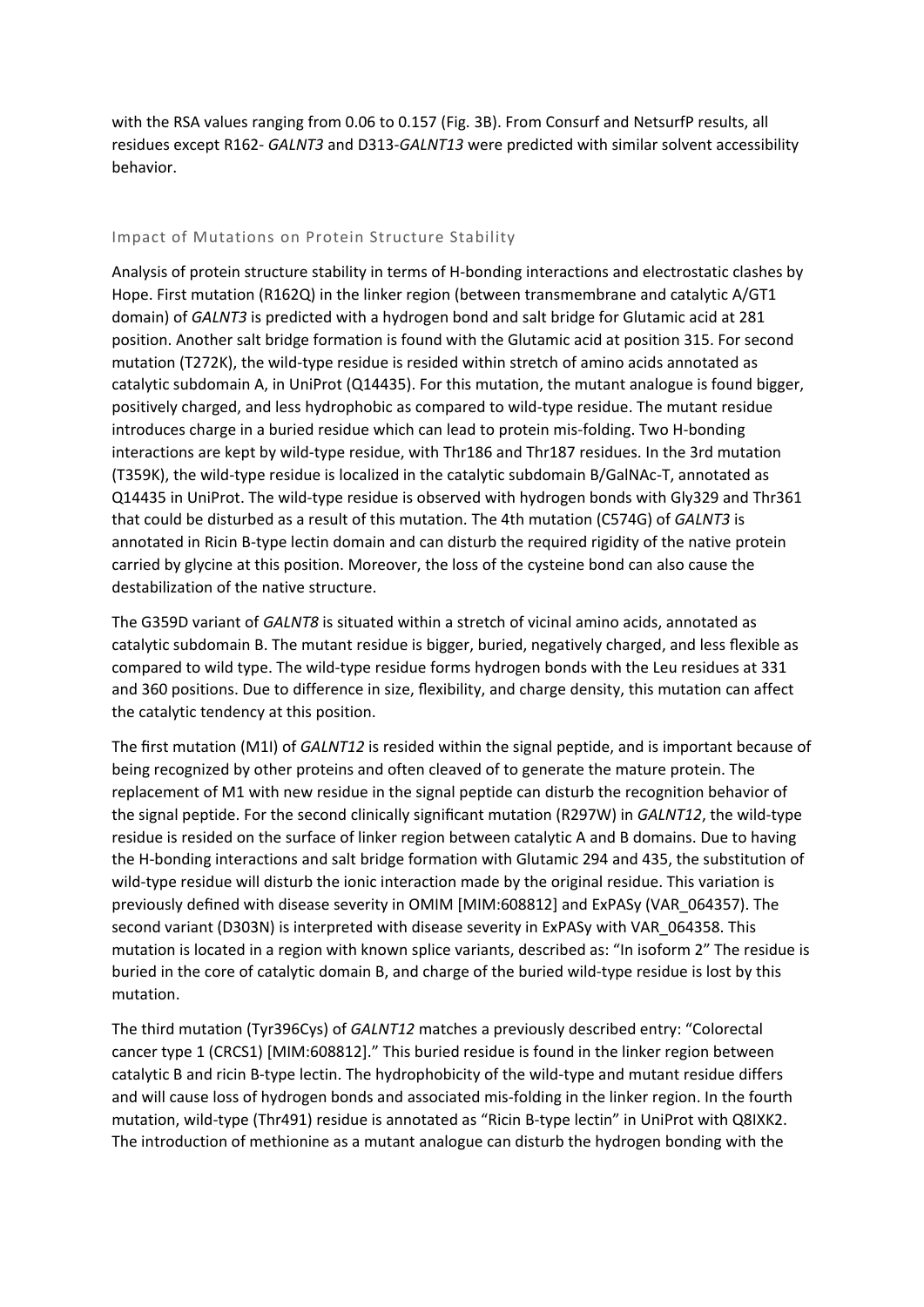with the RSA values ranging from 0.06 to 0.157 (Fig. 3B). From Consurf and NetsurfP results, all residues except R162- *GALNT3* and D313-*GALNT13* were predicted with similar solvent accessibility behavior.

### Impact of Mutations on Protein Structure Stability

Analysis of protein structure stability in terms of H-bonding interactions and electrostatic clashes by Hope. First mutation (R162Q) in the linker region (between transmembrane and catalytic A/GT1 domain) of *GALNT3* is predicted with a hydrogen bond and salt bridge for Glutamic acid at 281 position. Another salt bridge formation is found with the Glutamic acid at position 315. For second mutation (T272K), the wild-type residue is resided within stretch of amino acids annotated as catalytic subdomain A, in UniProt (Q14435). For this mutation, the mutant analogue is found bigger, positively charged, and less hydrophobic as compared to wild-type residue. The mutant residue introduces charge in a buried residue which can lead to protein mis-folding. Two H-bonding interactions are kept by wild-type residue, with Thr186 and Thr187 residues. In the 3rd mutation (T359K), the wild-type residue is localized in the catalytic subdomain B/GalNAc-T, annotated as Q14435 in UniProt. The wild-type residue is observed with hydrogen bonds with Gly329 and Thr361 that could be disturbed as a result of this mutation. The 4th mutation (C574G) of *GALNT3* is annotated in Ricin B-type lectin domain and can disturb the required rigidity of the native protein carried by glycine at this position. Moreover, the loss of the cysteine bond can also cause the destabilization of the native structure.

The G359D variant of *GALNT8* is situated within a stretch of vicinal amino acids, annotated as catalytic subdomain B. The mutant residue is bigger, buried, negatively charged, and less flexible as compared to wild type. The wild-type residue forms hydrogen bonds with the Leu residues at 331 and 360 positions. Due to difference in size, flexibility, and charge density, this mutation can affect the catalytic tendency at this position.

The first mutation (M1I) of *GALNT12* is resided within the signal peptide, and is important because of being recognized by other proteins and often cleaved of to generate the mature protein. The replacement of M1 with new residue in the signal peptide can disturb the recognition behavior of the signal peptide. For the second clinically significant mutation (R297W) in *GALNT12*, the wild-type residue is resided on the surface of linker region between catalytic A and B domains. Due to having the H-bonding interactions and salt bridge formation with Glutamic 294 and 435, the substitution of wild-type residue will disturb the ionic interaction made by the original residue. This variation is previously defined with disease severity in OMIM [MIM:608812] and ExPASy (VAR_064357). The second variant (D303N) is interpreted with disease severity in ExPASy with VAR_064358. This mutation is located in a region with known splice variants, described as: "In isoform 2" The residue is buried in the core of catalytic domain B, and charge of the buried wild-type residue is lost by this mutation.

The third mutation (Tyr396Cys) of *GALNT12* matches a previously described entry: "Colorectal cancer type 1 (CRCS1) [MIM:608812]." This buried residue is found in the linker region between catalytic B and ricin B-type lectin. The hydrophobicity of the wild-type and mutant residue differs and will cause loss of hydrogen bonds and associated mis-folding in the linker region. In the fourth mutation, wild-type (Thr491) residue is annotated as "Ricin B-type lectin" in UniProt with Q8IXK2. The introduction of methionine as a mutant analogue can disturb the hydrogen bonding with the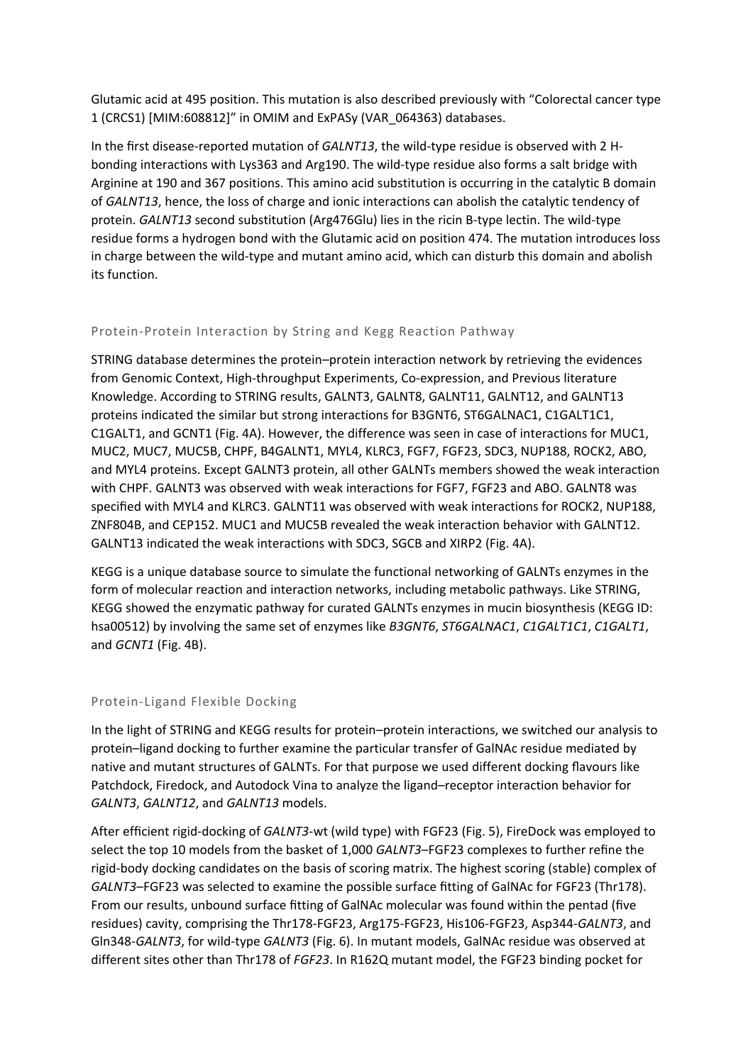Glutamic acid at 495 position. This mutation is also described previously with "Colorectal cancer type 1 (CRCS1) [MIM:608812]" in OMIM and ExPASy (VAR_064363) databases.

In the first disease-reported mutation of *GALNT13*, the wild-type residue is observed with 2 H-bonding interactions with Lys363 and Arg190. The wild-type residue also forms a salt bridge with Arginine at 190 and 367 positions. This amino acid substitution is occurring in the catalytic B domain of *GALNT13*, hence, the loss of charge and ionic interactions can abolish the catalytic tendency of protein. *GALNT13* second substitution (Arg476Glu) lies in the ricin B-type lectin. The wild-type residue forms a hydrogen bond with the Glutamic acid on position 474. The mutation introduces loss in charge between the wild-type and mutant amino acid, which can disturb this domain and abolish its function.

## Protein-Protein Interaction by String and Kegg Reaction Pathway

STRING database determines the protein–protein interaction network by retrieving the evidences from Genomic Context, High-throughput Experiments, Co-expression, and Previous literature Knowledge. According to STRING results, GALNT3, GALNT8, GALNT11, GALNT12, and GALNT13 proteins indicated the similar but strong interactions for B3GNT6, ST6GALNAC1, C1GALT1C1, C1GALT1, and GCNT1 (Fig. 4A). However, the difference was seen in case of interactions for MUC1, MUC2, MUC7, MUC5B, CHPF, B4GALNT1, MYL4, KLRC3, FGF7, FGF23, SDC3, NUP188, ROCK2, ABO, and MYL4 proteins. Except GALNT3 protein, all other GALNTs members showed the weak interaction with CHPF. GALNT3 was observed with weak interactions for FGF7, FGF23 and ABO. GALNT8 was specified with MYL4 and KLRC3. GALNT11 was observed with weak interactions for ROCK2, NUP188, ZNF804B, and CEP152. MUC1 and MUC5B revealed the weak interaction behavior with GALNT12. GALNT13 indicated the weak interactions with SDC3, SGCB and XIRP2 (Fig. 4A).

KEGG is a unique database source to simulate the functional networking of GALNTs enzymes in the form of molecular reaction and interaction networks, including metabolic pathways. Like STRING, KEGG showed the enzymatic pathway for curated GALNTs enzymes in mucin biosynthesis (KEGG ID: hsa00512) by involving the same set of enzymes like *B3GNT6*, *ST6GALNAC1*, *C1GALT1C1*, *C1GALT1*, and *GCNT1* (Fig. 4B).

## Protein-Ligand Flexible Docking

In the light of STRING and KEGG results for protein–protein interactions, we switched our analysis to protein–ligand docking to further examine the particular transfer of GalNAc residue mediated by native and mutant structures of GALNTs. For that purpose we used different docking flavours like Patchdock, Firedock, and Autodock Vina to analyze the ligand–receptor interaction behavior for *GALNT3*, *GALNT12*, and *GALNT13* models.

After efficient rigid-docking of *GALNT3*-wt (wild type) with FGF23 (Fig. 5), FireDock was employed to select the top 10 models from the basket of 1,000 *GALNT3*–FGF23 complexes to further refine the rigid-body docking candidates on the basis of scoring matrix. The highest scoring (stable) complex of *GALNT3*–FGF23 was selected to examine the possible surface fitting of GalNAc for FGF23 (Thr178). From our results, unbound surface fitting of GalNAc molecular was found within the pentad (five residues) cavity, comprising the Thr178-FGF23, Arg175-FGF23, His106-FGF23, Asp344-*GALNT3*, and Gln348-*GALNT3*, for wild-type *GALNT3* (Fig. 6). In mutant models, GalNAc residue was observed at different sites other than Thr178 of *FGF23*. In R162Q mutant model, the FGF23 binding pocket for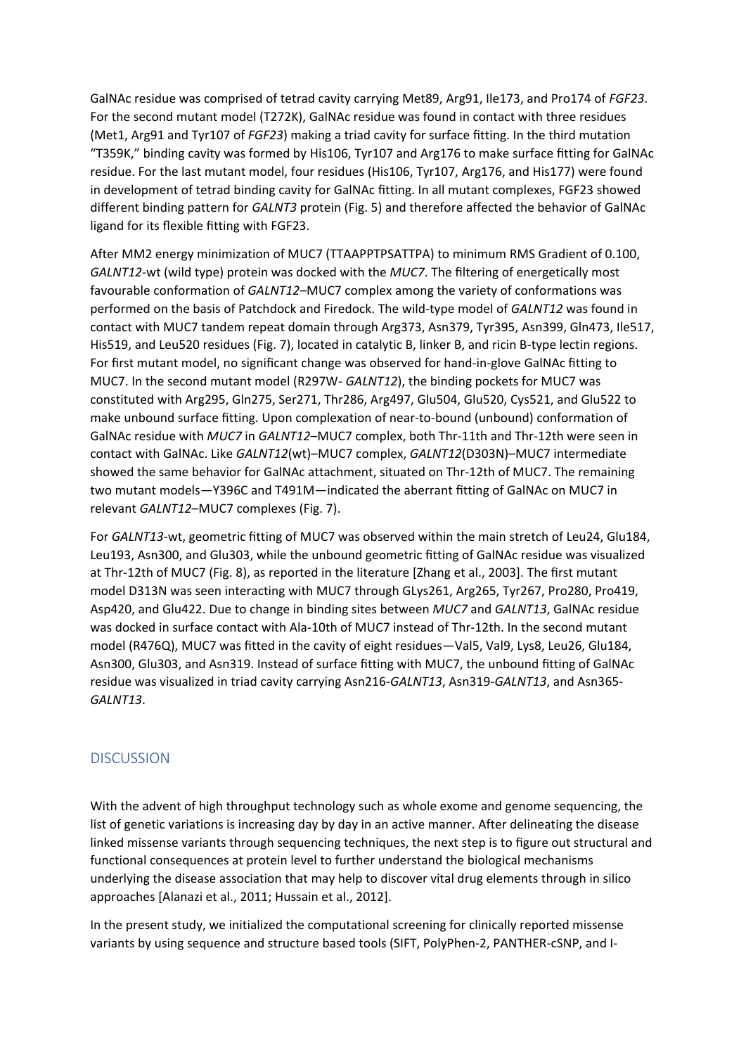GalNAc residue was comprised of tetrad cavity carrying Met89, Arg91, Ile173, and Pro174 of *FGF23*. For the second mutant model (T272K), GalNAc residue was found in contact with three residues (Met1, Arg91 and Tyr107 of *FGF23*) making a triad cavity for surface fitting. In the third mutation "T359K," binding cavity was formed by His106, Tyr107 and Arg176 to make surface fitting for GalNAc residue. For the last mutant model, four residues (His106, Tyr107, Arg176, and His177) were found in development of tetrad binding cavity for GalNAc fitting. In all mutant complexes, FGF23 showed different binding pattern for *GALNT3* protein (Fig. 5) and therefore affected the behavior of GalNAc ligand for its flexible fitting with FGF23.

After MM2 energy minimization of MUC7 (TTAAPPTPSATTPA) to minimum RMS Gradient of 0.100, *GALNT12*-wt (wild type) protein was docked with the *MUC7*. The filtering of energetically most favourable conformation of *GALNT12*–MUC7 complex among the variety of conformations was performed on the basis of Patchdock and Firedock. The wild-type model of *GALNT12* was found in contact with MUC7 tandem repeat domain through Arg373, Asn379, Tyr395, Asn399, Gln473, Ile517, His519, and Leu520 residues (Fig. 7), located in catalytic B, linker B, and ricin B-type lectin regions. For first mutant model, no significant change was observed for hand-in-glove GalNAc fitting to MUC7. In the second mutant model (R297W- *GALNT12*), the binding pockets for MUC7 was constituted with Arg295, Gln275, Ser271, Thr286, Arg497, Glu504, Glu520, Cys521, and Glu522 to make unbound surface fitting. Upon complexation of near-to-bound (unbound) conformation of GalNAc residue with *MUC7* in *GALNT12*–MUC7 complex, both Thr-11th and Thr-12th were seen in contact with GalNAc. Like *GALNT12*(wt)–MUC7 complex, *GALNT12*(D303N)–MUC7 intermediate showed the same behavior for GalNAc attachment, situated on Thr-12th of MUC7. The remaining two mutant models—Y396C and T491M—indicated the aberrant fitting of GalNAc on MUC7 in relevant *GALNT12*–MUC7 complexes (Fig. 7).

For *GALNT13*-wt, geometric fitting of MUC7 was observed within the main stretch of Leu24, Glu184, Leu193, Asn300, and Glu303, while the unbound geometric fitting of GalNAc residue was visualized at Thr-12th of MUC7 (Fig. 8), as reported in the literature [Zhang et al., 2003]. The first mutant model D313N was seen interacting with MUC7 through GLys261, Arg265, Tyr267, Pro280, Pro419, Asp420, and Glu422. Due to change in binding sites between *MUC7* and *GALNT13*, GalNAc residue was docked in surface contact with Ala-10th of MUC7 instead of Thr-12th. In the second mutant model (R476Q), MUC7 was fitted in the cavity of eight residues—Val5, Val9, Lys8, Leu26, Glu184, Asn300, Glu303, and Asn319. Instead of surface fitting with MUC7, the unbound fitting of GalNAc residue was visualized in triad cavity carrying Asn216-*GALNT13*, Asn319-*GALNT13*, and Asn365-*GALNT13*.

## DISCUSSION

With the advent of high throughput technology such as whole exome and genome sequencing, the list of genetic variations is increasing day by day in an active manner. After delineating the disease linked missense variants through sequencing techniques, the next step is to figure out structural and functional consequences at protein level to further understand the biological mechanisms underlying the disease association that may help to discover vital drug elements through in silico approaches [Alanazi et al., 2011; Hussain et al., 2012].

In the present study, we initialized the computational screening for clinically reported missense variants by using sequence and structure based tools (SIFT, PolyPhen-2, PANTHER-cSNP, and I-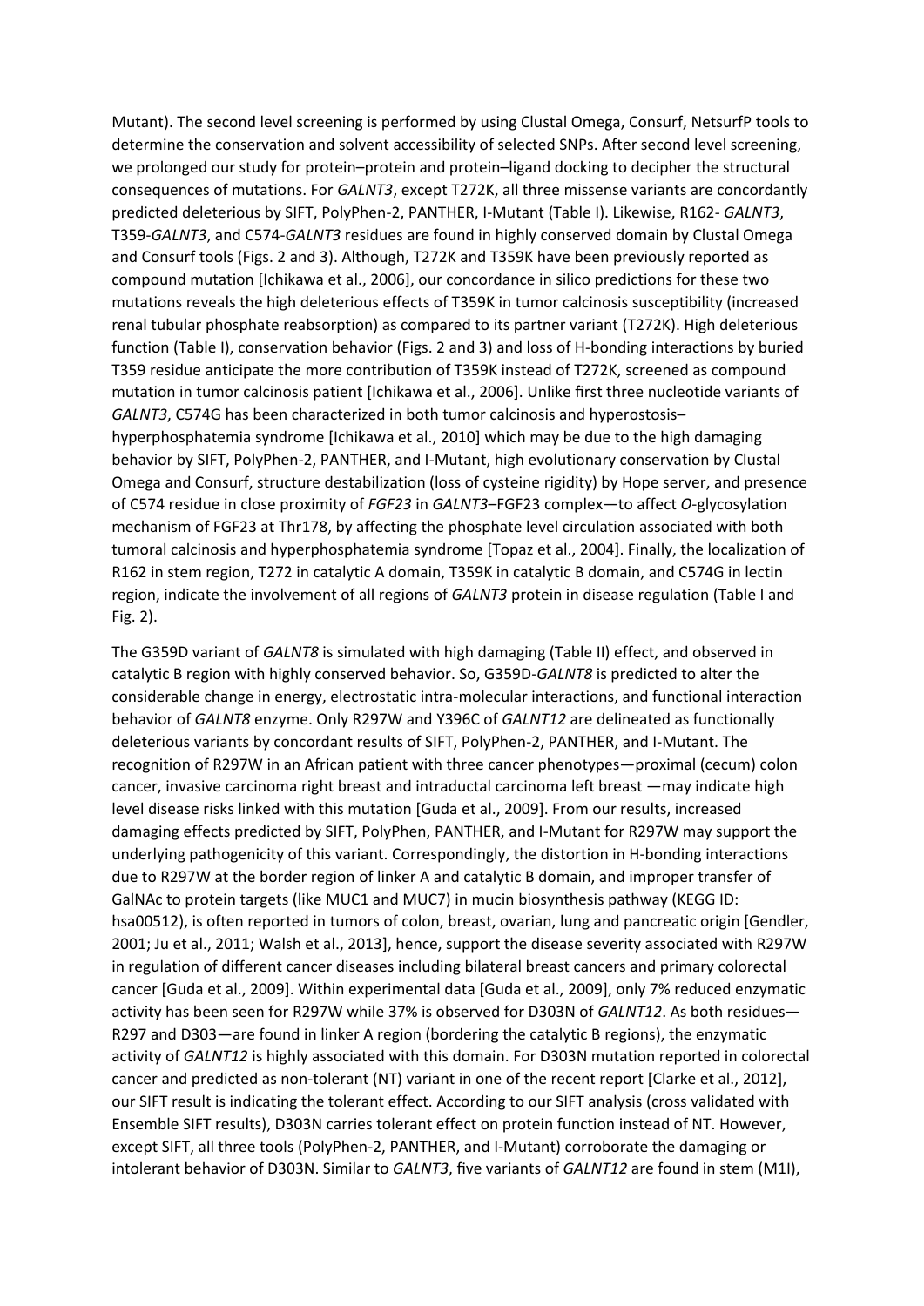Mutant). The second level screening is performed by using Clustal Omega, Consurf, NetsurfP tools to determine the conservation and solvent accessibility of selected SNPs. After second level screening, we prolonged our study for protein–protein and protein–ligand docking to decipher the structural consequences of mutations. For *GALNT3*, except T272K, all three missense variants are concordantly predicted deleterious by SIFT, PolyPhen-2, PANTHER, I-Mutant (Table I). Likewise, R162- *GALNT3*, T359-*GALNT3*, and C574-*GALNT3* residues are found in highly conserved domain by Clustal Omega and Consurf tools (Figs. 2 and 3). Although, T272K and T359K have been previously reported as compound mutation [Ichikawa et al., 2006], our concordance in silico predictions for these two mutations reveals the high deleterious effects of T359K in tumor calcinosis susceptibility (increased renal tubular phosphate reabsorption) as compared to its partner variant (T272K). High deleterious function (Table I), conservation behavior (Figs. 2 and 3) and loss of H-bonding interactions by buried T359 residue anticipate the more contribution of T359K instead of T272K, screened as compound mutation in tumor calcinosis patient [Ichikawa et al., 2006]. Unlike first three nucleotide variants of *GALNT3*, C574G has been characterized in both tumor calcinosis and hyperostosis–hyperphosphatemia syndrome [Ichikawa et al., 2010] which may be due to the high damaging behavior by SIFT, PolyPhen-2, PANTHER, and I-Mutant, high evolutionary conservation by Clustal Omega and Consurf, structure destabilization (loss of cysteine rigidity) by Hope server, and presence of C574 residue in close proximity of *FGF23* in *GALNT3*–FGF23 complex—to affect *O*-glycosylation mechanism of FGF23 at Thr178, by affecting the phosphate level circulation associated with both tumoral calcinosis and hyperphosphatemia syndrome [Topaz et al., 2004]. Finally, the localization of R162 in stem region, T272 in catalytic A domain, T359K in catalytic B domain, and C574G in lectin region, indicate the involvement of all regions of *GALNT3* protein in disease regulation (Table I and Fig. 2).

The G359D variant of *GALNT8* is simulated with high damaging (Table II) effect, and observed in catalytic B region with highly conserved behavior. So, G359D-*GALNT8* is predicted to alter the considerable change in energy, electrostatic intra-molecular interactions, and functional interaction behavior of *GALNT8* enzyme. Only R297W and Y396C of *GALNT12* are delineated as functionally deleterious variants by concordant results of SIFT, PolyPhen-2, PANTHER, and I-Mutant. The recognition of R297W in an African patient with three cancer phenotypes—proximal (cecum) colon cancer, invasive carcinoma right breast and intraductal carcinoma left breast —may indicate high level disease risks linked with this mutation [Guda et al., 2009]. From our results, increased damaging effects predicted by SIFT, PolyPhen, PANTHER, and I-Mutant for R297W may support the underlying pathogenicity of this variant. Correspondingly, the distortion in H-bonding interactions due to R297W at the border region of linker A and catalytic B domain, and improper transfer of GalNAc to protein targets (like MUC1 and MUC7) in mucin biosynthesis pathway (KEGG ID: hsa00512), is often reported in tumors of colon, breast, ovarian, lung and pancreatic origin [Gendler, 2001; Ju et al., 2011; Walsh et al., 2013], hence, support the disease severity associated with R297W in regulation of different cancer diseases including bilateral breast cancers and primary colorectal cancer [Guda et al., 2009]. Within experimental data [Guda et al., 2009], only 7% reduced enzymatic activity has been seen for R297W while 37% is observed for D303N of *GALNT12*. As both residues—R297 and D303—are found in linker A region (bordering the catalytic B regions), the enzymatic activity of *GALNT12* is highly associated with this domain. For D303N mutation reported in colorectal cancer and predicted as non-tolerant (NT) variant in one of the recent report [Clarke et al., 2012], our SIFT result is indicating the tolerant effect. According to our SIFT analysis (cross validated with Ensemble SIFT results), D303N carries tolerant effect on protein function instead of NT. However, except SIFT, all three tools (PolyPhen-2, PANTHER, and I-Mutant) corroborate the damaging or intolerant behavior of D303N. Similar to *GALNT3*, five variants of *GALNT12* are found in stem (M1I),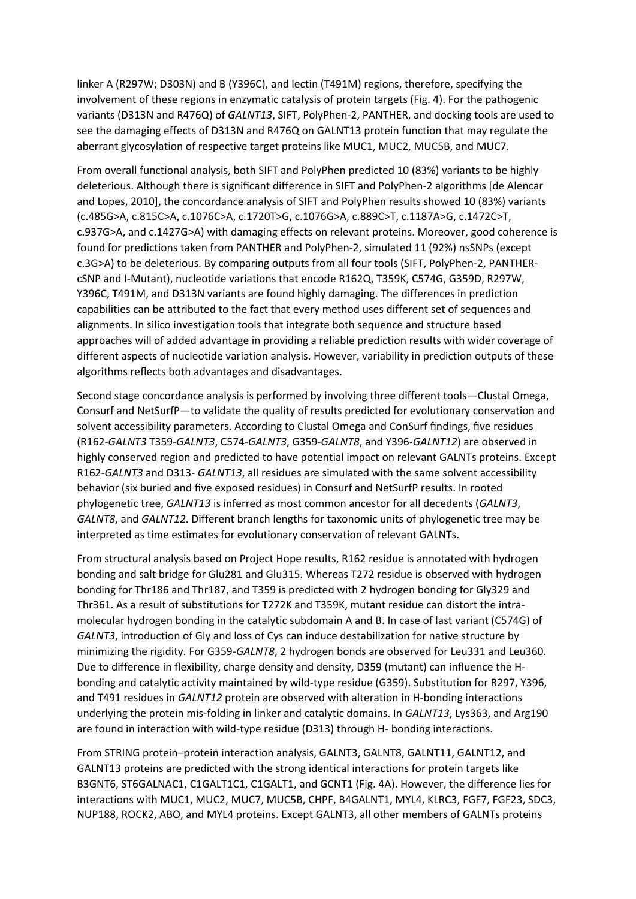linker A (R297W; D303N) and B (Y396C), and lectin (T491M) regions, therefore, specifying the involvement of these regions in enzymatic catalysis of protein targets (Fig. 4). For the pathogenic variants (D313N and R476Q) of *GALNT13*, SIFT, PolyPhen-2, PANTHER, and docking tools are used to see the damaging effects of D313N and R476Q on GALNT13 protein function that may regulate the aberrant glycosylation of respective target proteins like MUC1, MUC2, MUC5B, and MUC7.

From overall functional analysis, both SIFT and PolyPhen predicted 10 (83%) variants to be highly deleterious. Although there is significant difference in SIFT and PolyPhen-2 algorithms [de Alencar and Lopes, 2010], the concordance analysis of SIFT and PolyPhen results showed 10 (83%) variants (c.485G>A, c.815C>A, c.1076C>A, c.1720T>G, c.1076G>A, c.889C>T, c.1187A>G, c.1472C>T, c.937G>A, and c.1427G>A) with damaging effects on relevant proteins. Moreover, good coherence is found for predictions taken from PANTHER and PolyPhen-2, simulated 11 (92%) nsSNPs (except c.3G>A) to be deleterious. By comparing outputs from all four tools (SIFT, PolyPhen-2, PANTHER-cSNP and I-Mutant), nucleotide variations that encode R162Q, T359K, C574G, G359D, R297W, Y396C, T491M, and D313N variants are found highly damaging. The differences in prediction capabilities can be attributed to the fact that every method uses different set of sequences and alignments. In silico investigation tools that integrate both sequence and structure based approaches will of added advantage in providing a reliable prediction results with wider coverage of different aspects of nucleotide variation analysis. However, variability in prediction outputs of these algorithms reflects both advantages and disadvantages.

Second stage concordance analysis is performed by involving three different tools—Clustal Omega, Consurf and NetSurfP—to validate the quality of results predicted for evolutionary conservation and solvent accessibility parameters. According to Clustal Omega and ConSurf findings, five residues (R162-*GALNT3* T359-*GALNT3*, C574-*GALNT3*, G359-*GALNT8*, and Y396-*GALNT12*) are observed in highly conserved region and predicted to have potential impact on relevant GALNTs proteins. Except R162-*GALNT3* and D313- *GALNT13*, all residues are simulated with the same solvent accessibility behavior (six buried and five exposed residues) in Consurf and NetSurfP results. In rooted phylogenetic tree, *GALNT13* is inferred as most common ancestor for all decedents (*GALNT3*, *GALNT8*, and *GALNT12*. Different branch lengths for taxonomic units of phylogenetic tree may be interpreted as time estimates for evolutionary conservation of relevant GALNTs.

From structural analysis based on Project Hope results, R162 residue is annotated with hydrogen bonding and salt bridge for Glu281 and Glu315. Whereas T272 residue is observed with hydrogen bonding for Thr186 and Thr187, and T359 is predicted with 2 hydrogen bonding for Gly329 and Thr361. As a result of substitutions for T272K and T359K, mutant residue can distort the intra-molecular hydrogen bonding in the catalytic subdomain A and B. In case of last variant (C574G) of *GALNT3*, introduction of Gly and loss of Cys can induce destabilization for native structure by minimizing the rigidity. For G359-*GALNT8*, 2 hydrogen bonds are observed for Leu331 and Leu360. Due to difference in flexibility, charge density and density, D359 (mutant) can influence the H-bonding and catalytic activity maintained by wild-type residue (G359). Substitution for R297, Y396, and T491 residues in *GALNT12* protein are observed with alteration in H-bonding interactions underlying the protein mis-folding in linker and catalytic domains. In *GALNT13*, Lys363, and Arg190 are found in interaction with wild-type residue (D313) through H- bonding interactions.

From STRING protein–protein interaction analysis, GALNT3, GALNT8, GALNT11, GALNT12, and GALNT13 proteins are predicted with the strong identical interactions for protein targets like B3GNT6, ST6GALNAC1, C1GALT1C1, C1GALT1, and GCNT1 (Fig. 4A). However, the difference lies for interactions with MUC1, MUC2, MUC7, MUC5B, CHPF, B4GALNT1, MYL4, KLRC3, FGF7, FGF23, SDC3, NUP188, ROCK2, ABO, and MYL4 proteins. Except GALNT3, all other members of GALNTs proteins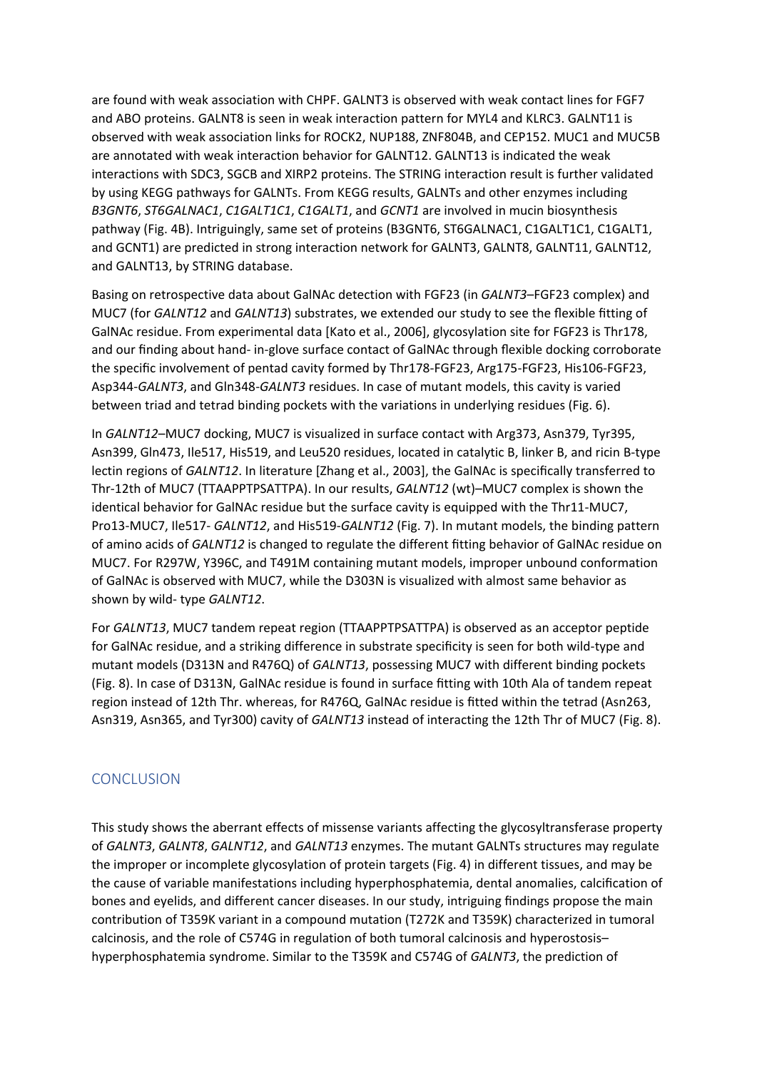are found with weak association with CHPF. GALNT3 is observed with weak contact lines for FGF7 and ABO proteins. GALNT8 is seen in weak interaction pattern for MYL4 and KLRC3. GALNT11 is observed with weak association links for ROCK2, NUP188, ZNF804B, and CEP152. MUC1 and MUC5B are annotated with weak interaction behavior for GALNT12. GALNT13 is indicated the weak interactions with SDC3, SGCB and XIRP2 proteins. The STRING interaction result is further validated by using KEGG pathways for GALNTs. From KEGG results, GALNTs and other enzymes including *B3GNT6*, *ST6GALNAC1*, *C1GALT1C1*, *C1GALT1*, and *GCNT1* are involved in mucin biosynthesis pathway (Fig. 4B). Intriguingly, same set of proteins (B3GNT6, ST6GALNAC1, C1GALT1C1, C1GALT1, and GCNT1) are predicted in strong interaction network for GALNT3, GALNT8, GALNT11, GALNT12, and GALNT13, by STRING database.

Basing on retrospective data about GalNAc detection with FGF23 (in *GALNT3*–FGF23 complex) and MUC7 (for *GALNT12* and *GALNT13*) substrates, we extended our study to see the flexible fitting of GalNAc residue. From experimental data [Kato et al., 2006], glycosylation site for FGF23 is Thr178, and our finding about hand- in-glove surface contact of GalNAc through flexible docking corroborate the specific involvement of pentad cavity formed by Thr178-FGF23, Arg175-FGF23, His106-FGF23, Asp344-*GALNT3*, and Gln348-*GALNT3* residues. In case of mutant models, this cavity is varied between triad and tetrad binding pockets with the variations in underlying residues (Fig. 6).

In *GALNT12*–MUC7 docking, MUC7 is visualized in surface contact with Arg373, Asn379, Tyr395, Asn399, Gln473, Ile517, His519, and Leu520 residues, located in catalytic B, linker B, and ricin B-type lectin regions of *GALNT12*. In literature [Zhang et al., 2003], the GalNAc is specifically transferred to Thr-12th of MUC7 (TTAAPPTPSATTPA). In our results, *GALNT12* (wt)–MUC7 complex is shown the identical behavior for GalNAc residue but the surface cavity is equipped with the Thr11-MUC7, Pro13-MUC7, Ile517- *GALNT12*, and His519-*GALNT12* (Fig. 7). In mutant models, the binding pattern of amino acids of *GALNT12* is changed to regulate the different fitting behavior of GalNAc residue on MUC7. For R297W, Y396C, and T491M containing mutant models, improper unbound conformation of GalNAc is observed with MUC7, while the D303N is visualized with almost same behavior as shown by wild- type *GALNT12*.

For *GALNT13*, MUC7 tandem repeat region (TTAAPPTPSATTPA) is observed as an acceptor peptide for GalNAc residue, and a striking difference in substrate specificity is seen for both wild-type and mutant models (D313N and R476Q) of *GALNT13*, possessing MUC7 with different binding pockets (Fig. 8). In case of D313N, GalNAc residue is found in surface fitting with 10th Ala of tandem repeat region instead of 12th Thr. whereas, for R476Q, GalNAc residue is fitted within the tetrad (Asn263, Asn319, Asn365, and Tyr300) cavity of *GALNT13* instead of interacting the 12th Thr of MUC7 (Fig. 8).

## CONCLUSION

This study shows the aberrant effects of missense variants affecting the glycosyltransferase property of *GALNT3*, *GALNT8*, *GALNT12*, and *GALNT13* enzymes. The mutant GALNTs structures may regulate the improper or incomplete glycosylation of protein targets (Fig. 4) in different tissues, and may be the cause of variable manifestations including hyperphosphatemia, dental anomalies, calcification of bones and eyelids, and different cancer diseases. In our study, intriguing findings propose the main contribution of T359K variant in a compound mutation (T272K and T359K) characterized in tumoral calcinosis, and the role of C574G in regulation of both tumoral calcinosis and hyperostosis–hyperphosphatemia syndrome. Similar to the T359K and C574G of *GALNT3*, the prediction of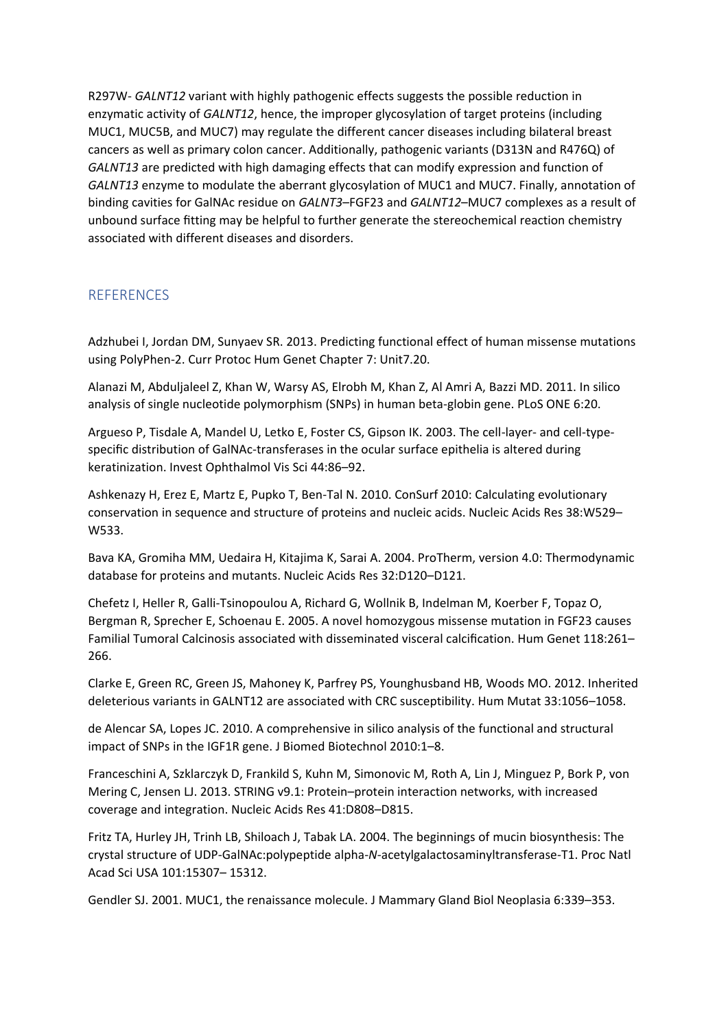R297W- *GALNT12* variant with highly pathogenic effects suggests the possible reduction in enzymatic activity of *GALNT12*, hence, the improper glycosylation of target proteins (including MUC1, MUC5B, and MUC7) may regulate the different cancer diseases including bilateral breast cancers as well as primary colon cancer. Additionally, pathogenic variants (D313N and R476Q) of *GALNT13* are predicted with high damaging effects that can modify expression and function of *GALNT13* enzyme to modulate the aberrant glycosylation of MUC1 and MUC7. Finally, annotation of binding cavities for GalNAc residue on *GALNT3*–FGF23 and *GALNT12*–MUC7 complexes as a result of unbound surface fitting may be helpful to further generate the stereochemical reaction chemistry associated with different diseases and disorders.

## REFERENCES

Adzhubei I, Jordan DM, Sunyaev SR. 2013. Predicting functional effect of human missense mutations using PolyPhen-2. Curr Protoc Hum Genet Chapter 7: Unit7.20.

Alanazi M, Abduljaleel Z, Khan W, Warsy AS, Elrobh M, Khan Z, Al Amri A, Bazzi MD. 2011. In silico analysis of single nucleotide polymorphism (SNPs) in human beta-globin gene. PLoS ONE 6:20.

Argueso P, Tisdale A, Mandel U, Letko E, Foster CS, Gipson IK. 2003. The cell-layer- and cell-type-specific distribution of GalNAc-transferases in the ocular surface epithelia is altered during keratinization. Invest Ophthalmol Vis Sci 44:86–92.

Ashkenazy H, Erez E, Martz E, Pupko T, Ben-Tal N. 2010. ConSurf 2010: Calculating evolutionary conservation in sequence and structure of proteins and nucleic acids. Nucleic Acids Res 38:W529–W533.

Bava KA, Gromiha MM, Uedaira H, Kitajima K, Sarai A. 2004. ProTherm, version 4.0: Thermodynamic database for proteins and mutants. Nucleic Acids Res 32:D120–D121.

Chefetz I, Heller R, Galli-Tsinopoulou A, Richard G, Wollnik B, Indelman M, Koerber F, Topaz O, Bergman R, Sprecher E, Schoenau E. 2005. A novel homozygous missense mutation in FGF23 causes Familial Tumoral Calcinosis associated with disseminated visceral calcification. Hum Genet 118:261–266.

Clarke E, Green RC, Green JS, Mahoney K, Parfrey PS, Younghusband HB, Woods MO. 2012. Inherited deleterious variants in GALNT12 are associated with CRC susceptibility. Hum Mutat 33:1056–1058.

de Alencar SA, Lopes JC. 2010. A comprehensive in silico analysis of the functional and structural impact of SNPs in the IGF1R gene. J Biomed Biotechnol 2010:1–8.

Franceschini A, Szklarczyk D, Frankild S, Kuhn M, Simonovic M, Roth A, Lin J, Minguez P, Bork P, von Mering C, Jensen LJ. 2013. STRING v9.1: Protein–protein interaction networks, with increased coverage and integration. Nucleic Acids Res 41:D808–D815.

Fritz TA, Hurley JH, Trinh LB, Shiloach J, Tabak LA. 2004. The beginnings of mucin biosynthesis: The crystal structure of UDP-GalNAc:polypeptide alpha-*N*-acetylgalactosaminyltransferase-T1. Proc Natl Acad Sci USA 101:15307– 15312.

Gendler SJ. 2001. MUC1, the renaissance molecule. J Mammary Gland Biol Neoplasia 6:339–353.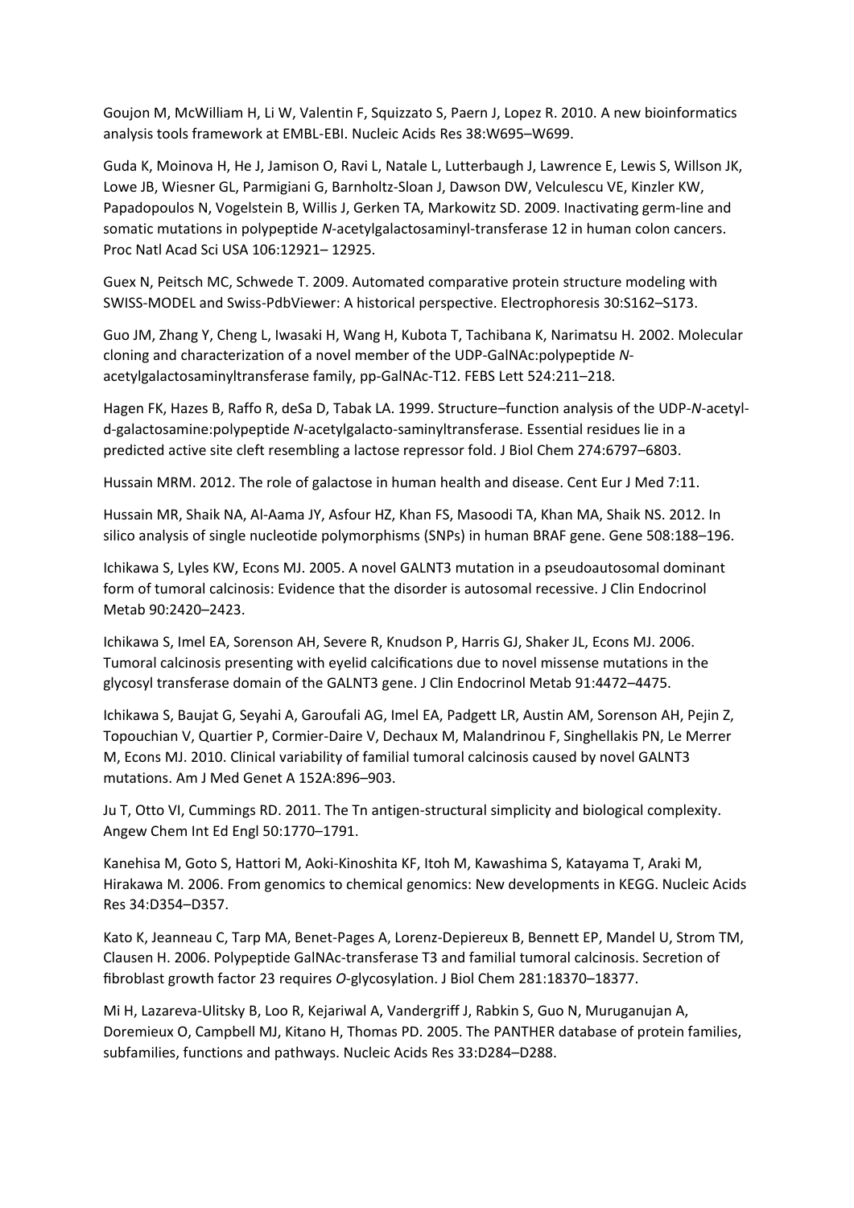Goujon M, McWilliam H, Li W, Valentin F, Squizzato S, Paern J, Lopez R. 2010. A new bioinformatics analysis tools framework at EMBL-EBI. Nucleic Acids Res 38:W695–W699.

Guda K, Moinova H, He J, Jamison O, Ravi L, Natale L, Lutterbaugh J, Lawrence E, Lewis S, Willson JK, Lowe JB, Wiesner GL, Parmigiani G, Barnholtz-Sloan J, Dawson DW, Velculescu VE, Kinzler KW, Papadopoulos N, Vogelstein B, Willis J, Gerken TA, Markowitz SD. 2009. Inactivating germ-line and somatic mutations in polypeptide *N*-acetylgalactosaminyl-transferase 12 in human colon cancers. Proc Natl Acad Sci USA 106:12921– 12925.

Guex N, Peitsch MC, Schwede T. 2009. Automated comparative protein structure modeling with SWISS-MODEL and Swiss-PdbViewer: A historical perspective. Electrophoresis 30:S162–S173.

Guo JM, Zhang Y, Cheng L, Iwasaki H, Wang H, Kubota T, Tachibana K, Narimatsu H. 2002. Molecular cloning and characterization of a novel member of the UDP-GalNAc:polypeptide *N*-acetylgalactosaminyltransferase family, pp-GalNAc-T12. FEBS Lett 524:211–218.

Hagen FK, Hazes B, Raffo R, deSa D, Tabak LA. 1999. Structure–function analysis of the UDP-*N*-acetyl-d-galactosamine:polypeptide *N*-acetylgalacto-saminyltransferase. Essential residues lie in a predicted active site cleft resembling a lactose repressor fold. J Biol Chem 274:6797–6803.

Hussain MRM. 2012. The role of galactose in human health and disease. Cent Eur J Med 7:11.

Hussain MR, Shaik NA, Al-Aama JY, Asfour HZ, Khan FS, Masoodi TA, Khan MA, Shaik NS. 2012. In silico analysis of single nucleotide polymorphisms (SNPs) in human BRAF gene. Gene 508:188–196.

Ichikawa S, Lyles KW, Econs MJ. 2005. A novel GALNT3 mutation in a pseudoautosomal dominant form of tumoral calcinosis: Evidence that the disorder is autosomal recessive. J Clin Endocrinol Metab 90:2420–2423.

Ichikawa S, Imel EA, Sorenson AH, Severe R, Knudson P, Harris GJ, Shaker JL, Econs MJ. 2006. Tumoral calcinosis presenting with eyelid calcifications due to novel missense mutations in the glycosyl transferase domain of the GALNT3 gene. J Clin Endocrinol Metab 91:4472–4475.

Ichikawa S, Baujat G, Seyahi A, Garoufali AG, Imel EA, Padgett LR, Austin AM, Sorenson AH, Pejin Z, Topouchian V, Quartier P, Cormier-Daire V, Dechaux M, Malandrinou F, Singhellakis PN, Le Merrer M, Econs MJ. 2010. Clinical variability of familial tumoral calcinosis caused by novel GALNT3 mutations. Am J Med Genet A 152A:896–903.

Ju T, Otto VI, Cummings RD. 2011. The Tn antigen-structural simplicity and biological complexity. Angew Chem Int Ed Engl 50:1770–1791.

Kanehisa M, Goto S, Hattori M, Aoki-Kinoshita KF, Itoh M, Kawashima S, Katayama T, Araki M, Hirakawa M. 2006. From genomics to chemical genomics: New developments in KEGG. Nucleic Acids Res 34:D354–D357.

Kato K, Jeanneau C, Tarp MA, Benet-Pages A, Lorenz-Depiereux B, Bennett EP, Mandel U, Strom TM, Clausen H. 2006. Polypeptide GalNAc-transferase T3 and familial tumoral calcinosis. Secretion of fibroblast growth factor 23 requires *O*-glycosylation. J Biol Chem 281:18370–18377.

Mi H, Lazareva-Ulitsky B, Loo R, Kejariwal A, Vandergriff J, Rabkin S, Guo N, Muruganujan A, Doremieux O, Campbell MJ, Kitano H, Thomas PD. 2005. The PANTHER database of protein families, subfamilies, functions and pathways. Nucleic Acids Res 33:D284–D288.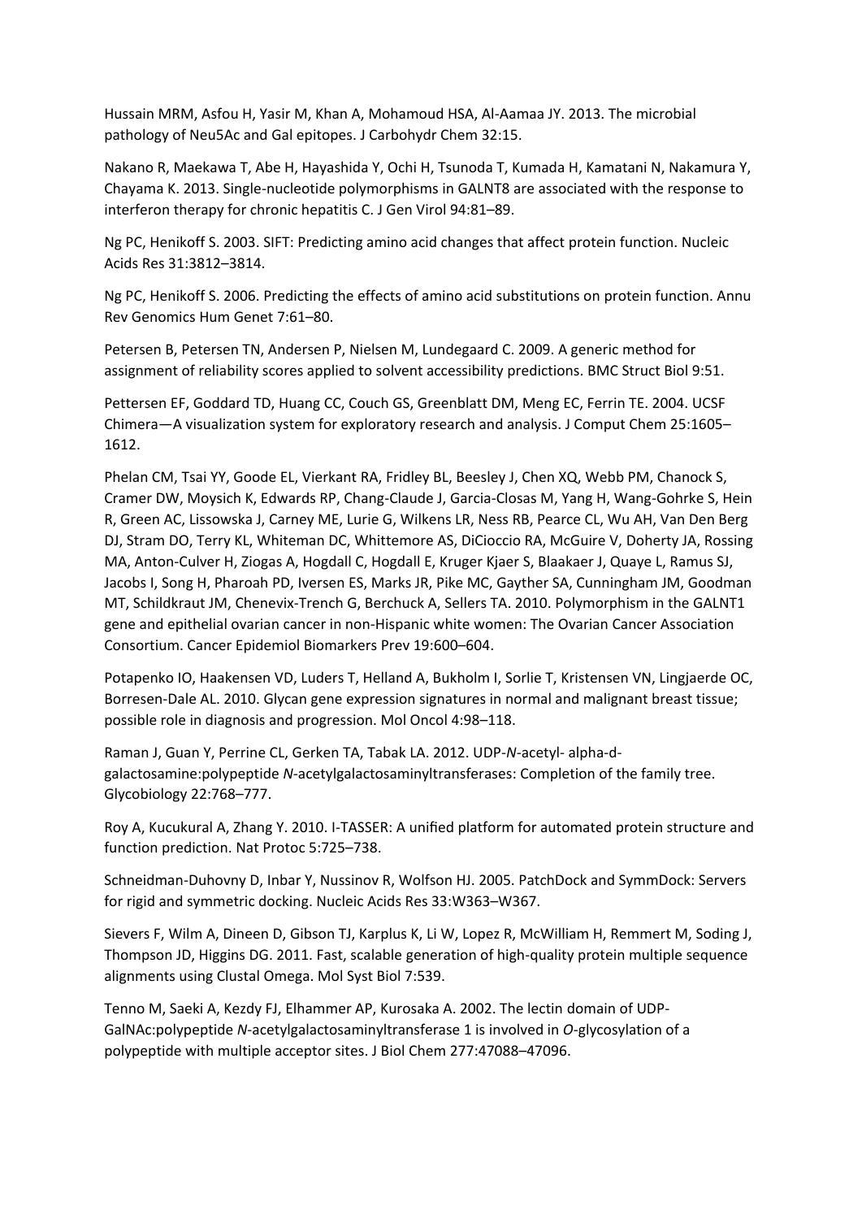Hussain MRM, Asfou H, Yasir M, Khan A, Mohamoud HSA, Al-Aamaa JY. 2013. The microbial pathology of Neu5Ac and Gal epitopes. J Carbohydr Chem 32:15.

Nakano R, Maekawa T, Abe H, Hayashida Y, Ochi H, Tsunoda T, Kumada H, Kamatani N, Nakamura Y, Chayama K. 2013. Single-nucleotide polymorphisms in GALNT8 are associated with the response to interferon therapy for chronic hepatitis C. J Gen Virol 94:81–89.

Ng PC, Henikoff S. 2003. SIFT: Predicting amino acid changes that affect protein function. Nucleic Acids Res 31:3812–3814.

Ng PC, Henikoff S. 2006. Predicting the effects of amino acid substitutions on protein function. Annu Rev Genomics Hum Genet 7:61–80.

Petersen B, Petersen TN, Andersen P, Nielsen M, Lundegaard C. 2009. A generic method for assignment of reliability scores applied to solvent accessibility predictions. BMC Struct Biol 9:51.

Pettersen EF, Goddard TD, Huang CC, Couch GS, Greenblatt DM, Meng EC, Ferrin TE. 2004. UCSF Chimera—A visualization system for exploratory research and analysis. J Comput Chem 25:1605–1612.

Phelan CM, Tsai YY, Goode EL, Vierkant RA, Fridley BL, Beesley J, Chen XQ, Webb PM, Chanock S, Cramer DW, Moysich K, Edwards RP, Chang-Claude J, Garcia-Closas M, Yang H, Wang-Gohrke S, Hein R, Green AC, Lissowska J, Carney ME, Lurie G, Wilkens LR, Ness RB, Pearce CL, Wu AH, Van Den Berg DJ, Stram DO, Terry KL, Whiteman DC, Whittemore AS, DiCioccio RA, McGuire V, Doherty JA, Rossing MA, Anton-Culver H, Ziogas A, Hogdall C, Hogdall E, Kruger Kjaer S, Blaakaer J, Quaye L, Ramus SJ, Jacobs I, Song H, Pharoah PD, Iversen ES, Marks JR, Pike MC, Gayther SA, Cunningham JM, Goodman MT, Schildkraut JM, Chenevix-Trench G, Berchuck A, Sellers TA. 2010. Polymorphism in the GALNT1 gene and epithelial ovarian cancer in non-Hispanic white women: The Ovarian Cancer Association Consortium. Cancer Epidemiol Biomarkers Prev 19:600–604.

Potapenko IO, Haakensen VD, Luders T, Helland A, Bukholm I, Sorlie T, Kristensen VN, Lingjaerde OC, Borresen-Dale AL. 2010. Glycan gene expression signatures in normal and malignant breast tissue; possible role in diagnosis and progression. Mol Oncol 4:98–118.

Raman J, Guan Y, Perrine CL, Gerken TA, Tabak LA. 2012. UDP-*N*-acetyl- alpha-d-galactosamine:polypeptide *N*-acetylgalactosaminyltransferases: Completion of the family tree. Glycobiology 22:768–777.

Roy A, Kucukural A, Zhang Y. 2010. I-TASSER: A unified platform for automated protein structure and function prediction. Nat Protoc 5:725–738.

Schneidman-Duhovny D, Inbar Y, Nussinov R, Wolfson HJ. 2005. PatchDock and SymmDock: Servers for rigid and symmetric docking. Nucleic Acids Res 33:W363–W367.

Sievers F, Wilm A, Dineen D, Gibson TJ, Karplus K, Li W, Lopez R, McWilliam H, Remmert M, Soding J, Thompson JD, Higgins DG. 2011. Fast, scalable generation of high-quality protein multiple sequence alignments using Clustal Omega. Mol Syst Biol 7:539.

Tenno M, Saeki A, Kezdy FJ, Elhammer AP, Kurosaka A. 2002. The lectin domain of UDP-GalNAc:polypeptide *N*-acetylgalactosaminyltransferase 1 is involved in *O*-glycosylation of a polypeptide with multiple acceptor sites. J Biol Chem 277:47088–47096.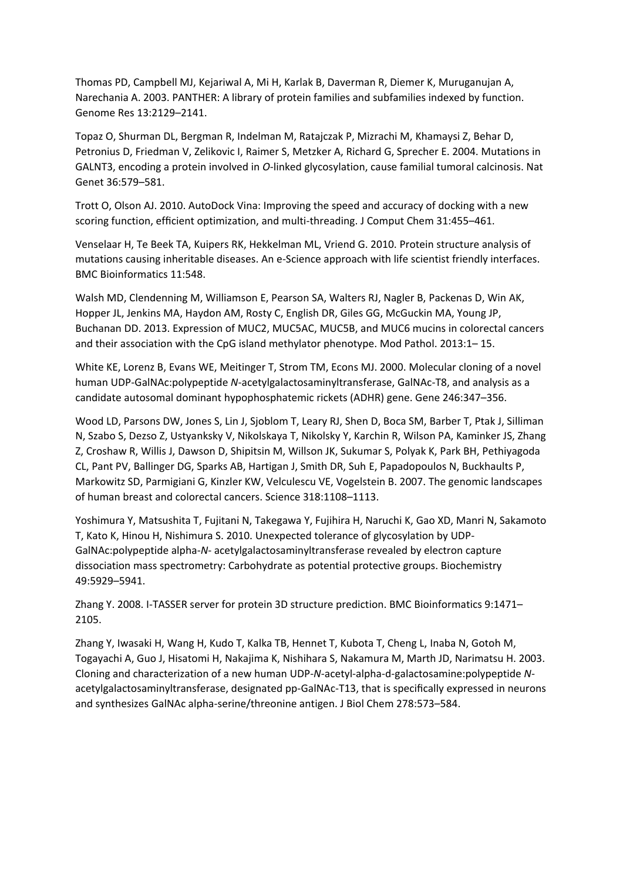Thomas PD, Campbell MJ, Kejariwal A, Mi H, Karlak B, Daverman R, Diemer K, Muruganujan A, Narechania A. 2003. PANTHER: A library of protein families and subfamilies indexed by function. Genome Res 13:2129–2141.

Topaz O, Shurman DL, Bergman R, Indelman M, Ratajczak P, Mizrachi M, Khamaysi Z, Behar D, Petronius D, Friedman V, Zelikovic I, Raimer S, Metzker A, Richard G, Sprecher E. 2004. Mutations in GALNT3, encoding a protein involved in *O*-linked glycosylation, cause familial tumoral calcinosis. Nat Genet 36:579–581.

Trott O, Olson AJ. 2010. AutoDock Vina: Improving the speed and accuracy of docking with a new scoring function, efficient optimization, and multi-threading. J Comput Chem 31:455–461.

Venselaar H, Te Beek TA, Kuipers RK, Hekkelman ML, Vriend G. 2010. Protein structure analysis of mutations causing inheritable diseases. An e-Science approach with life scientist friendly interfaces. BMC Bioinformatics 11:548.

Walsh MD, Clendenning M, Williamson E, Pearson SA, Walters RJ, Nagler B, Packenas D, Win AK, Hopper JL, Jenkins MA, Haydon AM, Rosty C, English DR, Giles GG, McGuckin MA, Young JP, Buchanan DD. 2013. Expression of MUC2, MUC5AC, MUC5B, and MUC6 mucins in colorectal cancers and their association with the CpG island methylator phenotype. Mod Pathol. 2013:1– 15.

White KE, Lorenz B, Evans WE, Meitinger T, Strom TM, Econs MJ. 2000. Molecular cloning of a novel human UDP-GalNAc:polypeptide *N*-acetylgalactosaminyltransferase, GalNAc-T8, and analysis as a candidate autosomal dominant hypophosphatemic rickets (ADHR) gene. Gene 246:347–356.

Wood LD, Parsons DW, Jones S, Lin J, Sjoblom T, Leary RJ, Shen D, Boca SM, Barber T, Ptak J, Silliman N, Szabo S, Dezso Z, Ustyanksky V, Nikolskaya T, Nikolsky Y, Karchin R, Wilson PA, Kaminker JS, Zhang Z, Croshaw R, Willis J, Dawson D, Shipitsin M, Willson JK, Sukumar S, Polyak K, Park BH, Pethiyagoda CL, Pant PV, Ballinger DG, Sparks AB, Hartigan J, Smith DR, Suh E, Papadopoulos N, Buckhaults P, Markowitz SD, Parmigiani G, Kinzler KW, Velculescu VE, Vogelstein B. 2007. The genomic landscapes of human breast and colorectal cancers. Science 318:1108–1113.

Yoshimura Y, Matsushita T, Fujitani N, Takegawa Y, Fujihira H, Naruchi K, Gao XD, Manri N, Sakamoto T, Kato K, Hinou H, Nishimura S. 2010. Unexpected tolerance of glycosylation by UDP-GalNAc:polypeptide alpha-*N*- acetylgalactosaminyltransferase revealed by electron capture dissociation mass spectrometry: Carbohydrate as potential protective groups. Biochemistry 49:5929–5941.

Zhang Y. 2008. I-TASSER server for protein 3D structure prediction. BMC Bioinformatics 9:1471–2105.

Zhang Y, Iwasaki H, Wang H, Kudo T, Kalka TB, Hennet T, Kubota T, Cheng L, Inaba N, Gotoh M, Togayachi A, Guo J, Hisatomi H, Nakajima K, Nishihara S, Nakamura M, Marth JD, Narimatsu H. 2003. Cloning and characterization of a new human UDP-*N*-acetyl-alpha-d-galactosamine:polypeptide *N*-acetylgalactosaminyltransferase, designated pp-GalNAc-T13, that is specifically expressed in neurons and synthesizes GalNAc alpha-serine/threonine antigen. J Biol Chem 278:573–584.